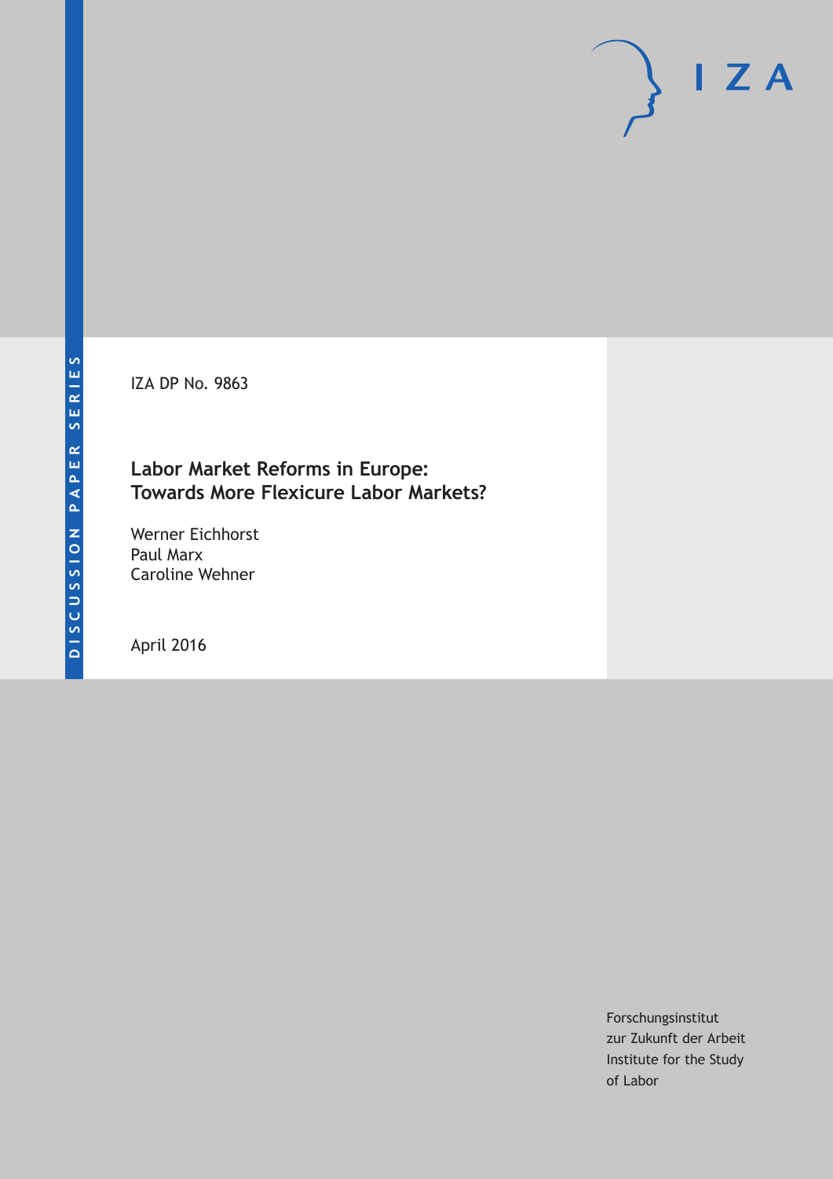DISCUSSION PAPER SERIES

IZA

IZA DP No. 9863

# Labor Market Reforms in Europe: Towards More Flexicure Labor Markets?

Werner Eichhorst
Paul Marx
Caroline Wehner

April 2016

Forschungsinstitut
zur Zukunft der Arbeit
Institute for the Study
of Labor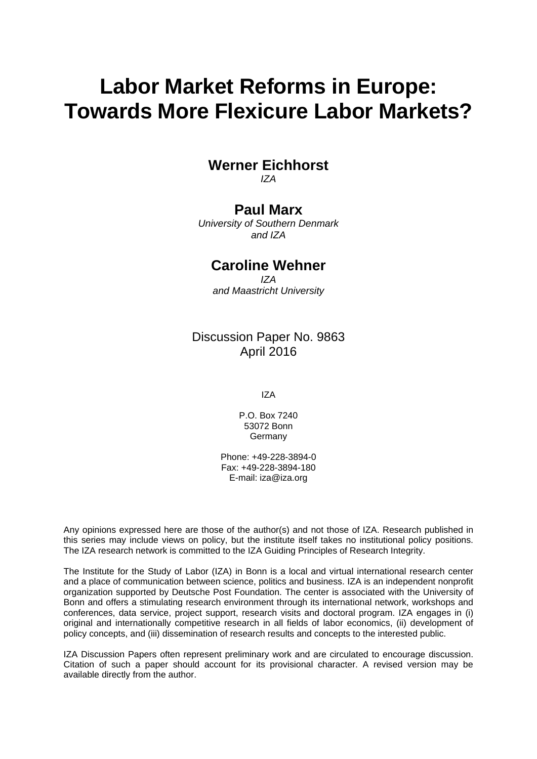# Labor Market Reforms in Europe: Towards More Flexicure Labor Markets?

## Werner Eichhorst

*IZA*

## Paul Marx

*University of Southern Denmark and IZA*

## Caroline Wehner

*IZA and Maastricht University*

Discussion Paper No. 9863
April 2016

IZA

P.O. Box 7240
53072 Bonn
Germany

Phone: +49-228-3894-0
Fax: +49-228-3894-180
E-mail: iza@iza.org

Any opinions expressed here are those of the author(s) and not those of IZA. Research published in this series may include views on policy, but the institute itself takes no institutional policy positions. The IZA research network is committed to the IZA Guiding Principles of Research Integrity.

The Institute for the Study of Labor (IZA) in Bonn is a local and virtual international research center and a place of communication between science, politics and business. IZA is an independent nonprofit organization supported by Deutsche Post Foundation. The center is associated with the University of Bonn and offers a stimulating research environment through its international network, workshops and conferences, data service, project support, research visits and doctoral program. IZA engages in (i) original and internationally competitive research in all fields of labor economics, (ii) development of policy concepts, and (iii) dissemination of research results and concepts to the interested public.

IZA Discussion Papers often represent preliminary work and are circulated to encourage discussion. Citation of such a paper should account for its provisional character. A revised version may be available directly from the author.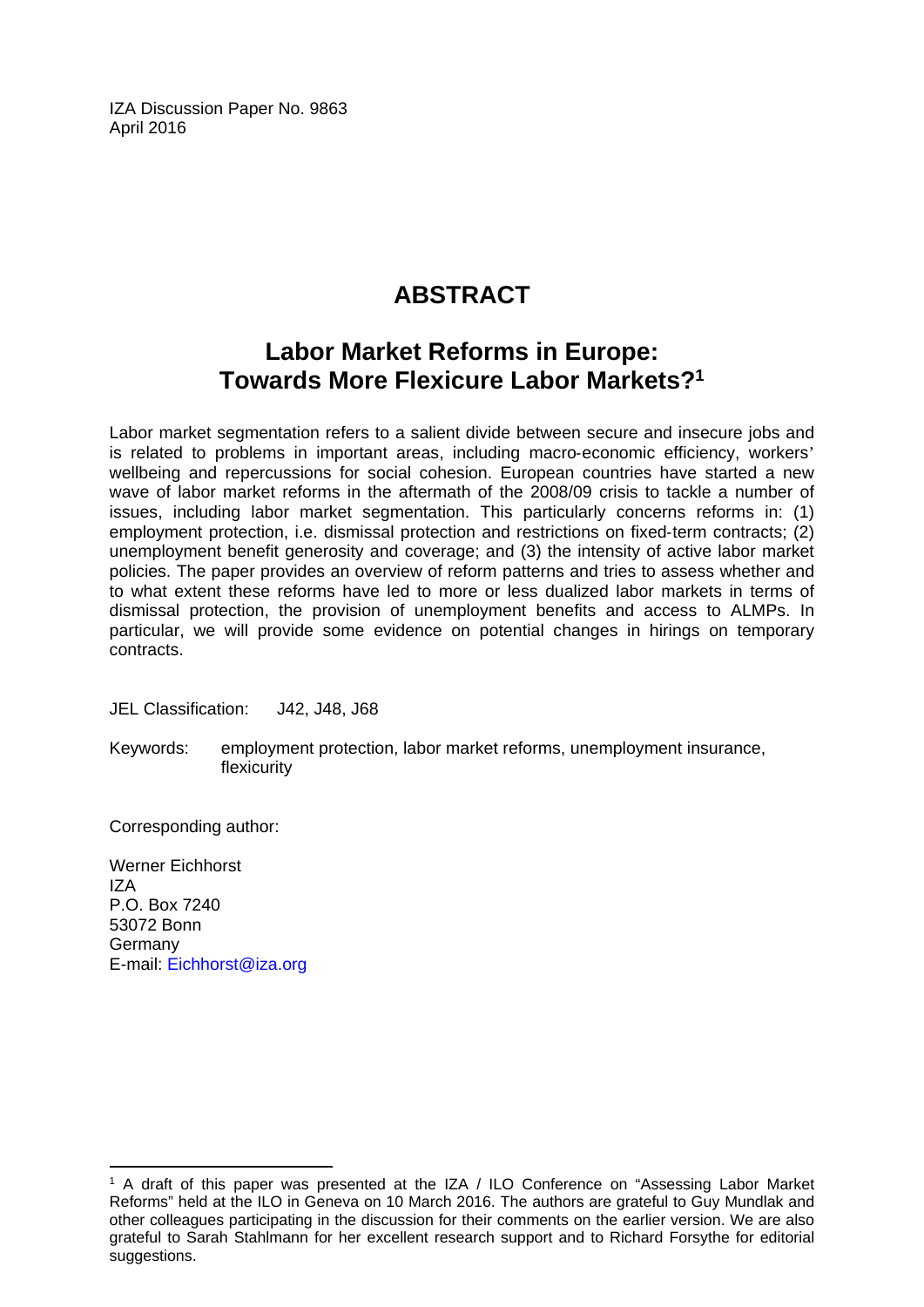IZA Discussion Paper No. 9863
April 2016

# ABSTRACT

## Labor Market Reforms in Europe: Towards More Flexicure Labor Markets?[1]

Labor market segmentation refers to a salient divide between secure and insecure jobs and is related to problems in important areas, including macro-economic efficiency, workers' wellbeing and repercussions for social cohesion. European countries have started a new wave of labor market reforms in the aftermath of the 2008/09 crisis to tackle a number of issues, including labor market segmentation. This particularly concerns reforms in: (1) employment protection, i.e. dismissal protection and restrictions on fixed-term contracts; (2) unemployment benefit generosity and coverage; and (3) the intensity of active labor market policies. The paper provides an overview of reform patterns and tries to assess whether and to what extent these reforms have led to more or less dualized labor markets in terms of dismissal protection, the provision of unemployment benefits and access to ALMPs. In particular, we will provide some evidence on potential changes in hirings on temporary contracts.

JEL Classification: J42, J48, J68

Keywords: employment protection, labor market reforms, unemployment insurance, flexicurity

Corresponding author:

Werner Eichhorst
IZA
P.O. Box 7240
53072 Bonn
Germany
E-mail: Eichhorst@iza.org

[1] A draft of this paper was presented at the IZA / ILO Conference on "Assessing Labor Market Reforms" held at the ILO in Geneva on 10 March 2016. The authors are grateful to Guy Mundlak and other colleagues participating in the discussion for their comments on the earlier version. We are also grateful to Sarah Stahlmann for her excellent research support and to Richard Forsythe for editorial suggestions.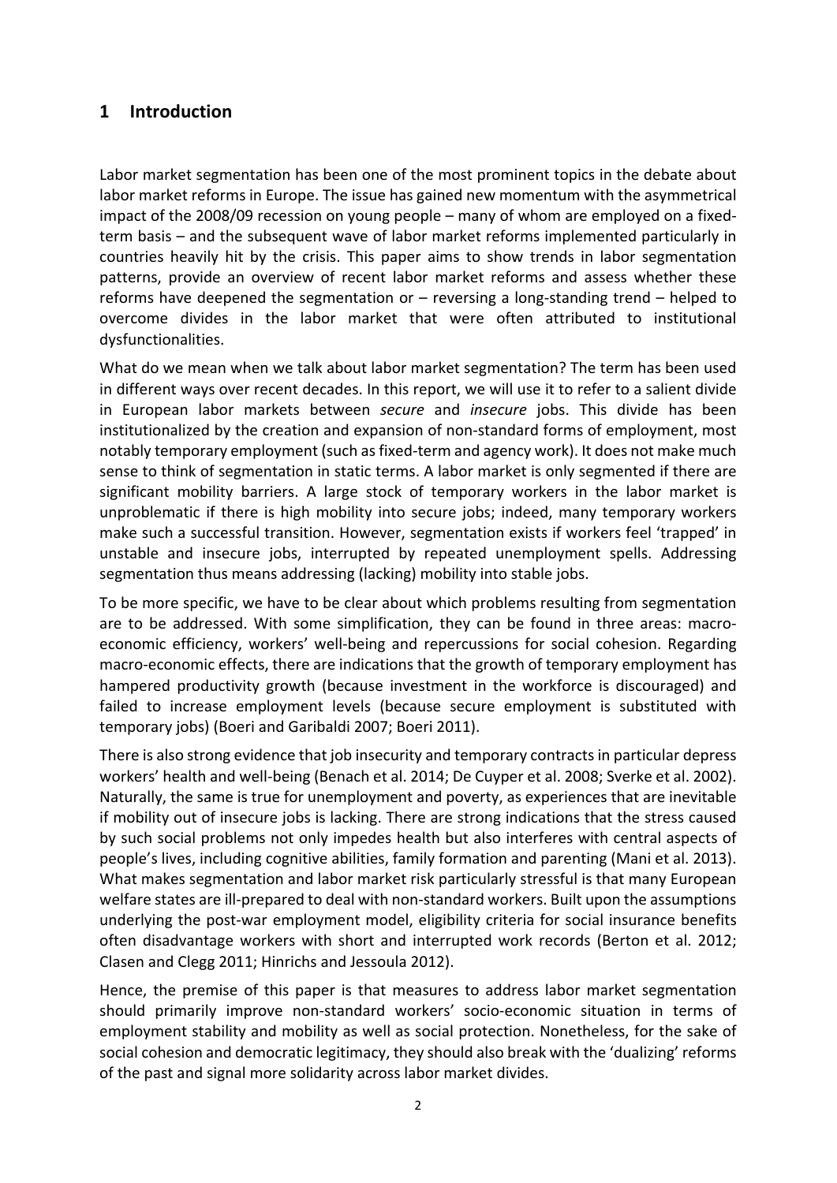# 1 Introduction

Labor market segmentation has been one of the most prominent topics in the debate about labor market reforms in Europe. The issue has gained new momentum with the asymmetrical impact of the 2008/09 recession on young people – many of whom are employed on a fixed-term basis – and the subsequent wave of labor market reforms implemented particularly in countries heavily hit by the crisis. This paper aims to show trends in labor segmentation patterns, provide an overview of recent labor market reforms and assess whether these reforms have deepened the segmentation or – reversing a long-standing trend – helped to overcome divides in the labor market that were often attributed to institutional dysfunctionalities.

What do we mean when we talk about labor market segmentation? The term has been used in different ways over recent decades. In this report, we will use it to refer to a salient divide in European labor markets between *secure* and *insecure* jobs. This divide has been institutionalized by the creation and expansion of non-standard forms of employment, most notably temporary employment (such as fixed-term and agency work). It does not make much sense to think of segmentation in static terms. A labor market is only segmented if there are significant mobility barriers. A large stock of temporary workers in the labor market is unproblematic if there is high mobility into secure jobs; indeed, many temporary workers make such a successful transition. However, segmentation exists if workers feel 'trapped' in unstable and insecure jobs, interrupted by repeated unemployment spells. Addressing segmentation thus means addressing (lacking) mobility into stable jobs.

To be more specific, we have to be clear about which problems resulting from segmentation are to be addressed. With some simplification, they can be found in three areas: macro-economic efficiency, workers' well-being and repercussions for social cohesion. Regarding macro-economic effects, there are indications that the growth of temporary employment has hampered productivity growth (because investment in the workforce is discouraged) and failed to increase employment levels (because secure employment is substituted with temporary jobs) (Boeri and Garibaldi 2007; Boeri 2011).

There is also strong evidence that job insecurity and temporary contracts in particular depress workers' health and well-being (Benach et al. 2014; De Cuyper et al. 2008; Sverke et al. 2002). Naturally, the same is true for unemployment and poverty, as experiences that are inevitable if mobility out of insecure jobs is lacking. There are strong indications that the stress caused by such social problems not only impedes health but also interferes with central aspects of people's lives, including cognitive abilities, family formation and parenting (Mani et al. 2013). What makes segmentation and labor market risk particularly stressful is that many European welfare states are ill-prepared to deal with non-standard workers. Built upon the assumptions underlying the post-war employment model, eligibility criteria for social insurance benefits often disadvantage workers with short and interrupted work records (Berton et al. 2012; Clasen and Clegg 2011; Hinrichs and Jessoula 2012).

Hence, the premise of this paper is that measures to address labor market segmentation should primarily improve non-standard workers' socio-economic situation in terms of employment stability and mobility as well as social protection. Nonetheless, for the sake of social cohesion and democratic legitimacy, they should also break with the 'dualizing' reforms of the past and signal more solidarity across labor market divides.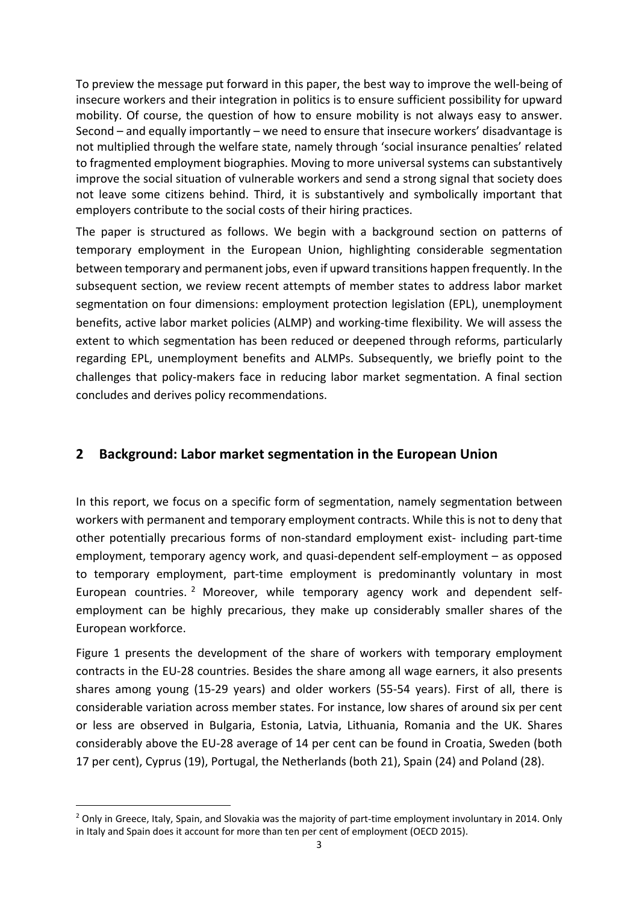To preview the message put forward in this paper, the best way to improve the well-being of insecure workers and their integration in politics is to ensure sufficient possibility for upward mobility. Of course, the question of how to ensure mobility is not always easy to answer. Second – and equally importantly – we need to ensure that insecure workers' disadvantage is not multiplied through the welfare state, namely through 'social insurance penalties' related to fragmented employment biographies. Moving to more universal systems can substantively improve the social situation of vulnerable workers and send a strong signal that society does not leave some citizens behind. Third, it is substantively and symbolically important that employers contribute to the social costs of their hiring practices.

The paper is structured as follows. We begin with a background section on patterns of temporary employment in the European Union, highlighting considerable segmentation between temporary and permanent jobs, even if upward transitions happen frequently. In the subsequent section, we review recent attempts of member states to address labor market segmentation on four dimensions: employment protection legislation (EPL), unemployment benefits, active labor market policies (ALMP) and working-time flexibility. We will assess the extent to which segmentation has been reduced or deepened through reforms, particularly regarding EPL, unemployment benefits and ALMPs. Subsequently, we briefly point to the challenges that policy-makers face in reducing labor market segmentation. A final section concludes and derives policy recommendations.

## 2 Background: Labor market segmentation in the European Union

In this report, we focus on a specific form of segmentation, namely segmentation between workers with permanent and temporary employment contracts. While this is not to deny that other potentially precarious forms of non-standard employment exist- including part-time employment, temporary agency work, and quasi-dependent self-employment – as opposed to temporary employment, part-time employment is predominantly voluntary in most European countries. [2] Moreover, while temporary agency work and dependent self-employment can be highly precarious, they make up considerably smaller shares of the European workforce.

Figure 1 presents the development of the share of workers with temporary employment contracts in the EU-28 countries. Besides the share among all wage earners, it also presents shares among young (15-29 years) and older workers (55-54 years). First of all, there is considerable variation across member states. For instance, low shares of around six per cent or less are observed in Bulgaria, Estonia, Latvia, Lithuania, Romania and the UK. Shares considerably above the EU-28 average of 14 per cent can be found in Croatia, Sweden (both 17 per cent), Cyprus (19), Portugal, the Netherlands (both 21), Spain (24) and Poland (28).

[2] Only in Greece, Italy, Spain, and Slovakia was the majority of part-time employment involuntary in 2014. Only in Italy and Spain does it account for more than ten per cent of employment (OECD 2015).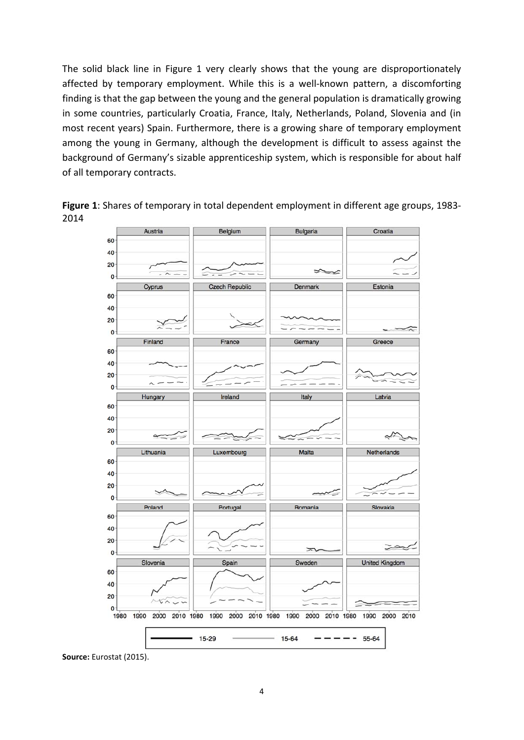The solid black line in Figure 1 very clearly shows that the young are disproportionately affected by temporary employment. While this is a well-known pattern, a discomforting finding is that the gap between the young and the general population is dramatically growing in some countries, particularly Croatia, France, Italy, Netherlands, Poland, Slovenia and (in most recent years) Spain. Furthermore, there is a growing share of temporary employment among the young in Germany, although the development is difficult to assess against the background of Germany's sizable apprenticeship system, which is responsible for about half of all temporary contracts.

**Figure 1**: Shares of temporary in total dependent employment in different age groups, 1983-2014

**Source:** Eurostat (2015).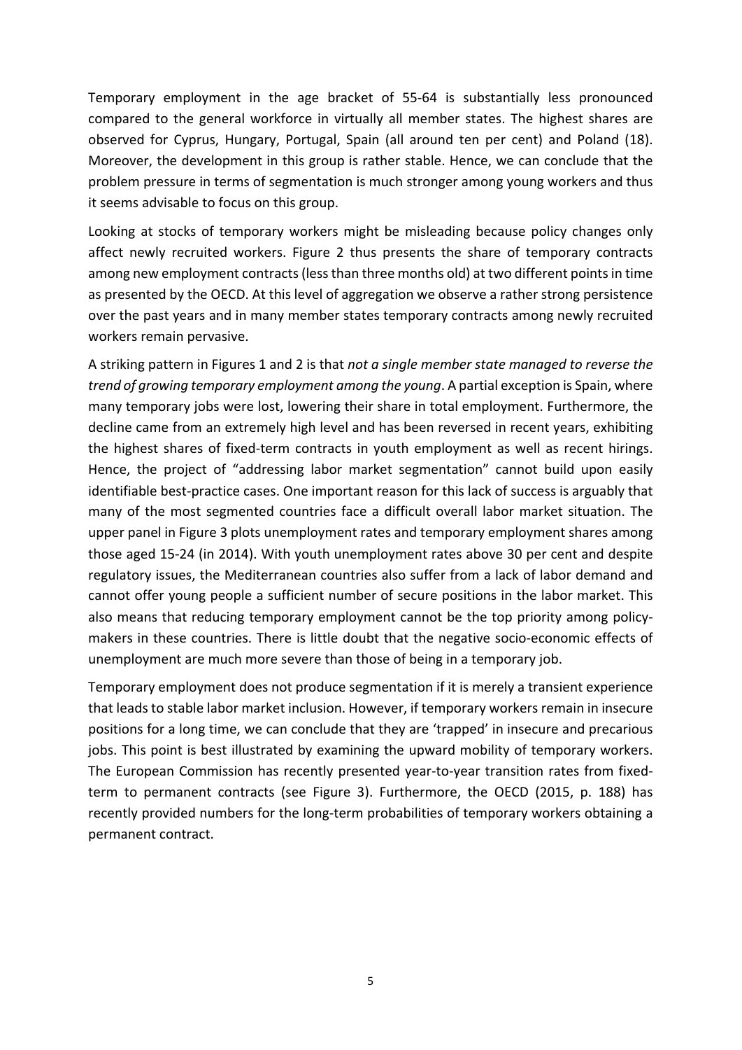Temporary employment in the age bracket of 55-64 is substantially less pronounced compared to the general workforce in virtually all member states. The highest shares are observed for Cyprus, Hungary, Portugal, Spain (all around ten per cent) and Poland (18). Moreover, the development in this group is rather stable. Hence, we can conclude that the problem pressure in terms of segmentation is much stronger among young workers and thus it seems advisable to focus on this group.

Looking at stocks of temporary workers might be misleading because policy changes only affect newly recruited workers. Figure 2 thus presents the share of temporary contracts among new employment contracts (less than three months old) at two different points in time as presented by the OECD. At this level of aggregation we observe a rather strong persistence over the past years and in many member states temporary contracts among newly recruited workers remain pervasive.

A striking pattern in Figures 1 and 2 is that *not a single member state managed to reverse the trend of growing temporary employment among the young*. A partial exception is Spain, where many temporary jobs were lost, lowering their share in total employment. Furthermore, the decline came from an extremely high level and has been reversed in recent years, exhibiting the highest shares of fixed-term contracts in youth employment as well as recent hirings. Hence, the project of "addressing labor market segmentation" cannot build upon easily identifiable best-practice cases. One important reason for this lack of success is arguably that many of the most segmented countries face a difficult overall labor market situation. The upper panel in Figure 3 plots unemployment rates and temporary employment shares among those aged 15-24 (in 2014). With youth unemployment rates above 30 per cent and despite regulatory issues, the Mediterranean countries also suffer from a lack of labor demand and cannot offer young people a sufficient number of secure positions in the labor market. This also means that reducing temporary employment cannot be the top priority among policy-makers in these countries. There is little doubt that the negative socio-economic effects of unemployment are much more severe than those of being in a temporary job.

Temporary employment does not produce segmentation if it is merely a transient experience that leads to stable labor market inclusion. However, if temporary workers remain in insecure positions for a long time, we can conclude that they are 'trapped' in insecure and precarious jobs. This point is best illustrated by examining the upward mobility of temporary workers. The European Commission has recently presented year-to-year transition rates from fixed-term to permanent contracts (see Figure 3). Furthermore, the OECD (2015, p. 188) has recently provided numbers for the long-term probabilities of temporary workers obtaining a permanent contract.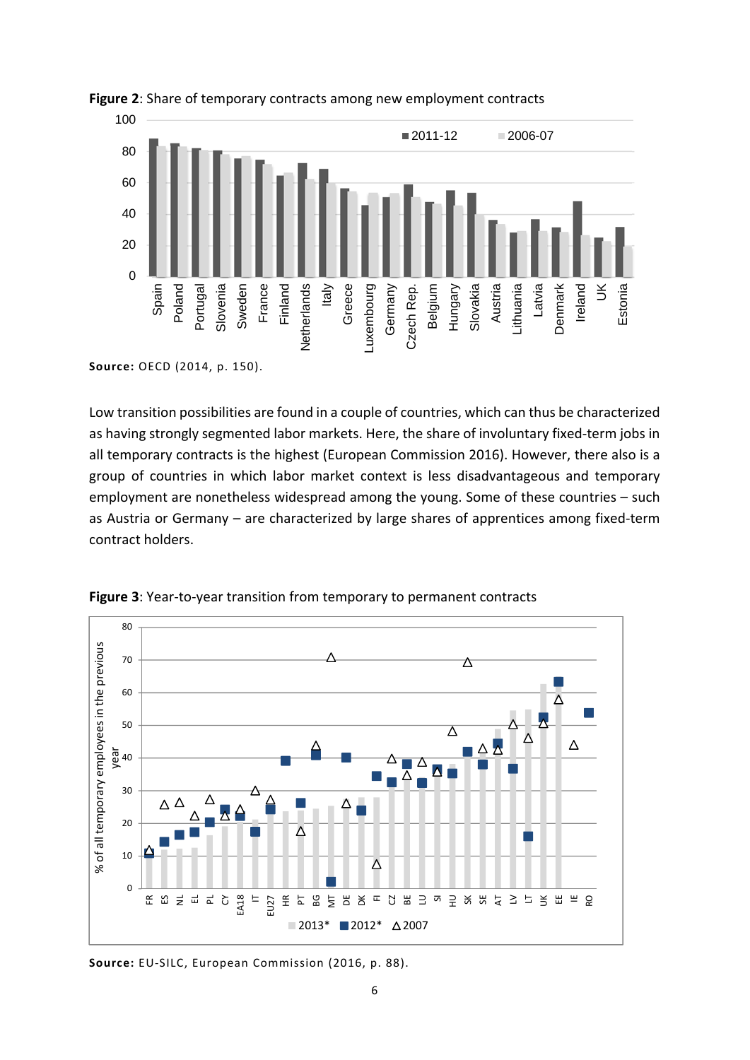**Figure 2**: Share of temporary contracts among new employment contracts

**Source:** OECD (2014, p. 150).

Low transition possibilities are found in a couple of countries, which can thus be characterized as having strongly segmented labor markets. Here, the share of involuntary fixed-term jobs in all temporary contracts is the highest (European Commission 2016). However, there also is a group of countries in which labor market context is less disadvantageous and temporary employment are nonetheless widespread among the young. Some of these countries – such as Austria or Germany – are characterized by large shares of apprentices among fixed-term contract holders.

**Figure 3**: Year-to-year transition from temporary to permanent contracts

**Source:** EU-SILC, European Commission (2016, p. 88).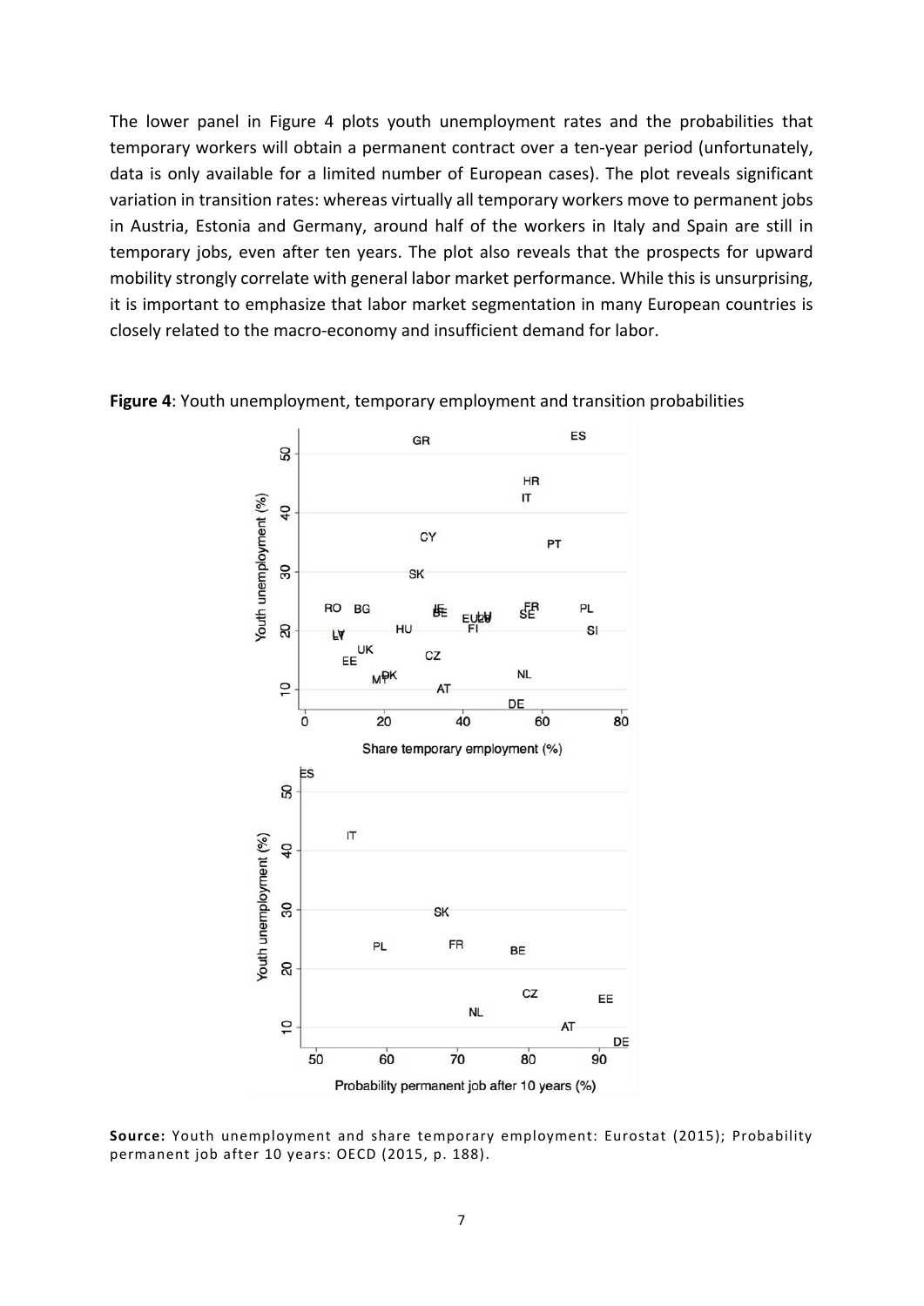The lower panel in Figure 4 plots youth unemployment rates and the probabilities that temporary workers will obtain a permanent contract over a ten-year period (unfortunately, data is only available for a limited number of European cases). The plot reveals significant variation in transition rates: whereas virtually all temporary workers move to permanent jobs in Austria, Estonia and Germany, around half of the workers in Italy and Spain are still in temporary jobs, even after ten years. The plot also reveals that the prospects for upward mobility strongly correlate with general labor market performance. While this is unsurprising, it is important to emphasize that labor market segmentation in many European countries is closely related to the macro-economy and insufficient demand for labor.

**Figure 4**: Youth unemployment, temporary employment and transition probabilities

**Source:** Youth unemployment and share temporary employment: Eurostat (2015); Probability permanent job after 10 years: OECD (2015, p. 188).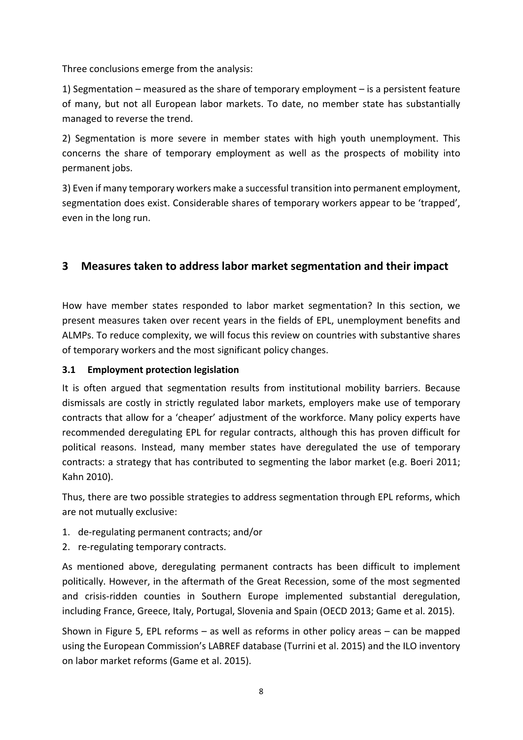Three conclusions emerge from the analysis:

1) Segmentation – measured as the share of temporary employment – is a persistent feature of many, but not all European labor markets. To date, no member state has substantially managed to reverse the trend.

2) Segmentation is more severe in member states with high youth unemployment. This concerns the share of temporary employment as well as the prospects of mobility into permanent jobs.

3) Even if many temporary workers make a successful transition into permanent employment, segmentation does exist. Considerable shares of temporary workers appear to be 'trapped', even in the long run.

# 3 Measures taken to address labor market segmentation and their impact

How have member states responded to labor market segmentation? In this section, we present measures taken over recent years in the fields of EPL, unemployment benefits and ALMPs. To reduce complexity, we will focus this review on countries with substantive shares of temporary workers and the most significant policy changes.

## 3.1 Employment protection legislation

It is often argued that segmentation results from institutional mobility barriers. Because dismissals are costly in strictly regulated labor markets, employers make use of temporary contracts that allow for a 'cheaper' adjustment of the workforce. Many policy experts have recommended deregulating EPL for regular contracts, although this has proven difficult for political reasons. Instead, many member states have deregulated the use of temporary contracts: a strategy that has contributed to segmenting the labor market (e.g. Boeri 2011; Kahn 2010).

Thus, there are two possible strategies to address segmentation through EPL reforms, which are not mutually exclusive:

1. de-regulating permanent contracts; and/or
2. re-regulating temporary contracts.

As mentioned above, deregulating permanent contracts has been difficult to implement politically. However, in the aftermath of the Great Recession, some of the most segmented and crisis-ridden counties in Southern Europe implemented substantial deregulation, including France, Greece, Italy, Portugal, Slovenia and Spain (OECD 2013; Game et al. 2015).

Shown in Figure 5, EPL reforms – as well as reforms in other policy areas – can be mapped using the European Commission's LABREF database (Turrini et al. 2015) and the ILO inventory on labor market reforms (Game et al. 2015).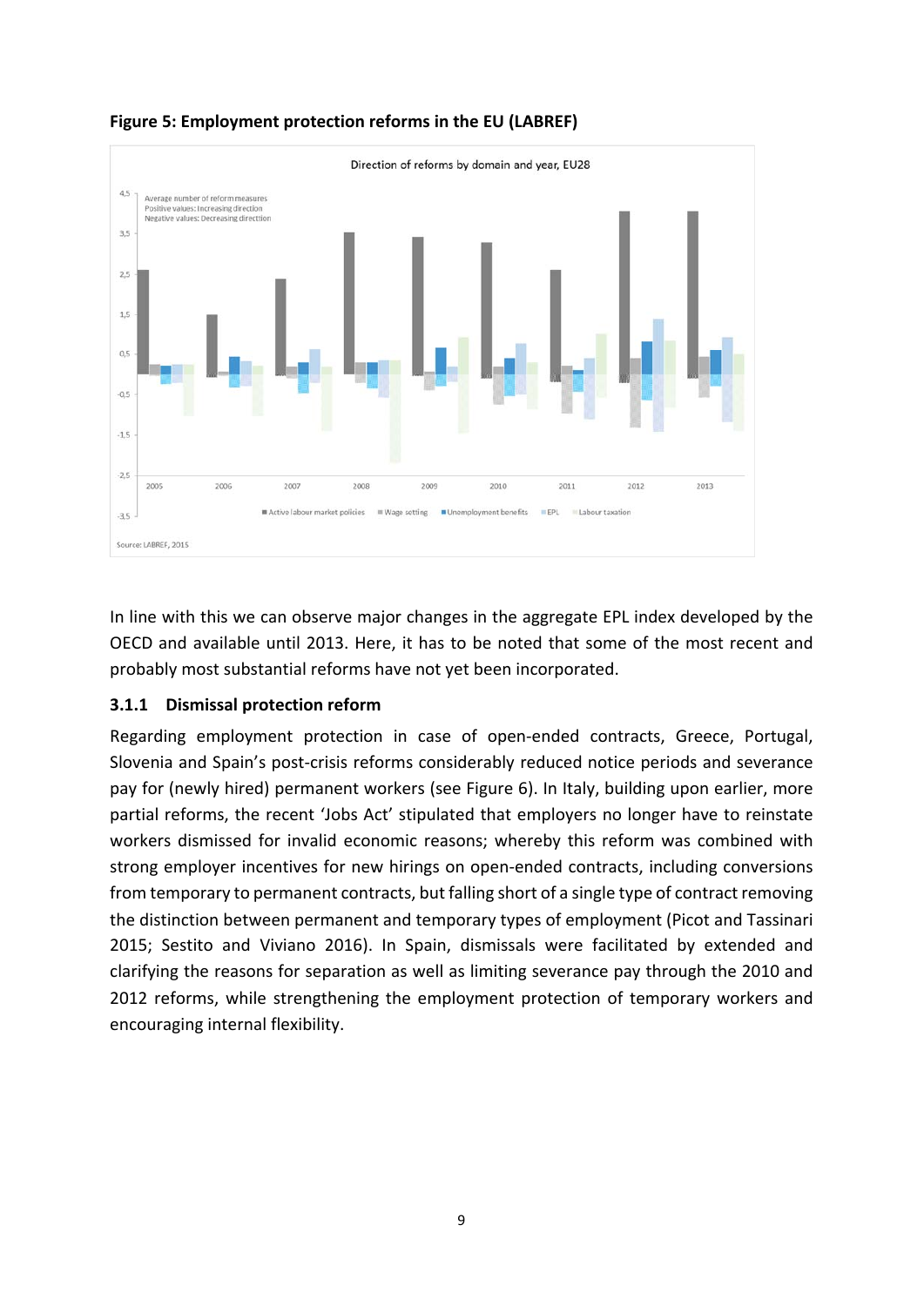**Figure 5: Employment protection reforms in the EU (LABREF)**

In line with this we can observe major changes in the aggregate EPL index developed by the OECD and available until 2013. Here, it has to be noted that some of the most recent and probably most substantial reforms have not yet been incorporated.

### 3.1.1 Dismissal protection reform

Regarding employment protection in case of open-ended contracts, Greece, Portugal, Slovenia and Spain's post-crisis reforms considerably reduced notice periods and severance pay for (newly hired) permanent workers (see Figure 6). In Italy, building upon earlier, more partial reforms, the recent 'Jobs Act' stipulated that employers no longer have to reinstate workers dismissed for invalid economic reasons; whereby this reform was combined with strong employer incentives for new hirings on open-ended contracts, including conversions from temporary to permanent contracts, but falling short of a single type of contract removing the distinction between permanent and temporary types of employment (Picot and Tassinari 2015; Sestito and Viviano 2016). In Spain, dismissals were facilitated by extended and clarifying the reasons for separation as well as limiting severance pay through the 2010 and 2012 reforms, while strengthening the employment protection of temporary workers and encouraging internal flexibility.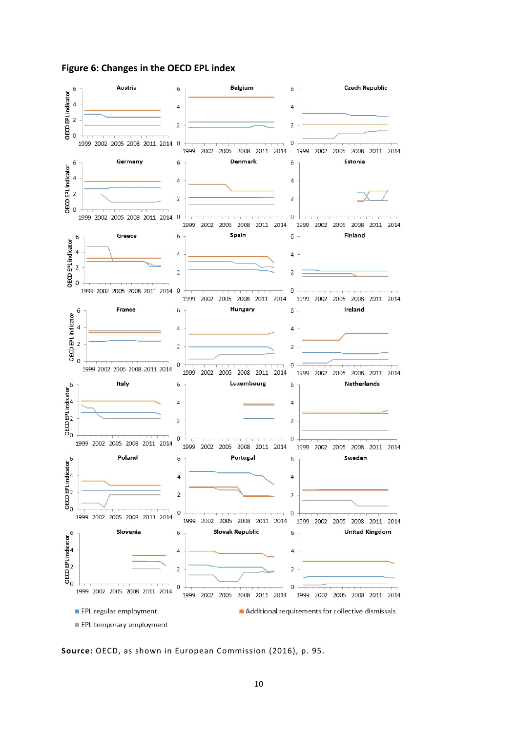**Figure 6: Changes in the OECD EPL index**

**Source:** OECD, as shown in European Commission (2016), p. 95.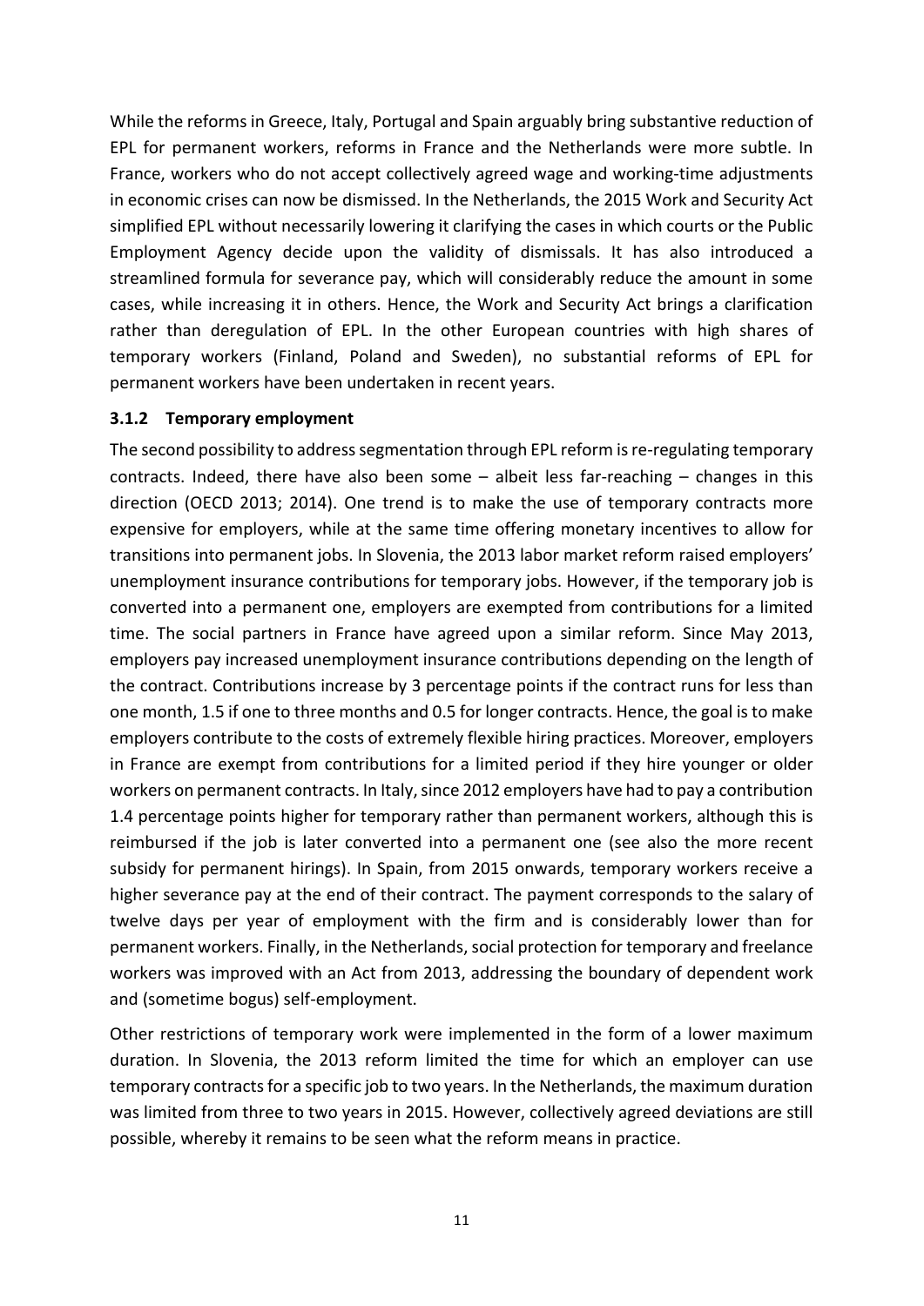While the reforms in Greece, Italy, Portugal and Spain arguably bring substantive reduction of EPL for permanent workers, reforms in France and the Netherlands were more subtle. In France, workers who do not accept collectively agreed wage and working-time adjustments in economic crises can now be dismissed. In the Netherlands, the 2015 Work and Security Act simplified EPL without necessarily lowering it clarifying the cases in which courts or the Public Employment Agency decide upon the validity of dismissals. It has also introduced a streamlined formula for severance pay, which will considerably reduce the amount in some cases, while increasing it in others. Hence, the Work and Security Act brings a clarification rather than deregulation of EPL. In the other European countries with high shares of temporary workers (Finland, Poland and Sweden), no substantial reforms of EPL for permanent workers have been undertaken in recent years.

### 3.1.2 Temporary employment

The second possibility to address segmentation through EPL reform is re-regulating temporary contracts. Indeed, there have also been some – albeit less far-reaching – changes in this direction (OECD 2013; 2014). One trend is to make the use of temporary contracts more expensive for employers, while at the same time offering monetary incentives to allow for transitions into permanent jobs. In Slovenia, the 2013 labor market reform raised employers' unemployment insurance contributions for temporary jobs. However, if the temporary job is converted into a permanent one, employers are exempted from contributions for a limited time. The social partners in France have agreed upon a similar reform. Since May 2013, employers pay increased unemployment insurance contributions depending on the length of the contract. Contributions increase by 3 percentage points if the contract runs for less than one month, 1.5 if one to three months and 0.5 for longer contracts. Hence, the goal is to make employers contribute to the costs of extremely flexible hiring practices. Moreover, employers in France are exempt from contributions for a limited period if they hire younger or older workers on permanent contracts. In Italy, since 2012 employers have had to pay a contribution 1.4 percentage points higher for temporary rather than permanent workers, although this is reimbursed if the job is later converted into a permanent one (see also the more recent subsidy for permanent hirings). In Spain, from 2015 onwards, temporary workers receive a higher severance pay at the end of their contract. The payment corresponds to the salary of twelve days per year of employment with the firm and is considerably lower than for permanent workers. Finally, in the Netherlands, social protection for temporary and freelance workers was improved with an Act from 2013, addressing the boundary of dependent work and (sometime bogus) self-employment.

Other restrictions of temporary work were implemented in the form of a lower maximum duration. In Slovenia, the 2013 reform limited the time for which an employer can use temporary contracts for a specific job to two years. In the Netherlands, the maximum duration was limited from three to two years in 2015. However, collectively agreed deviations are still possible, whereby it remains to be seen what the reform means in practice.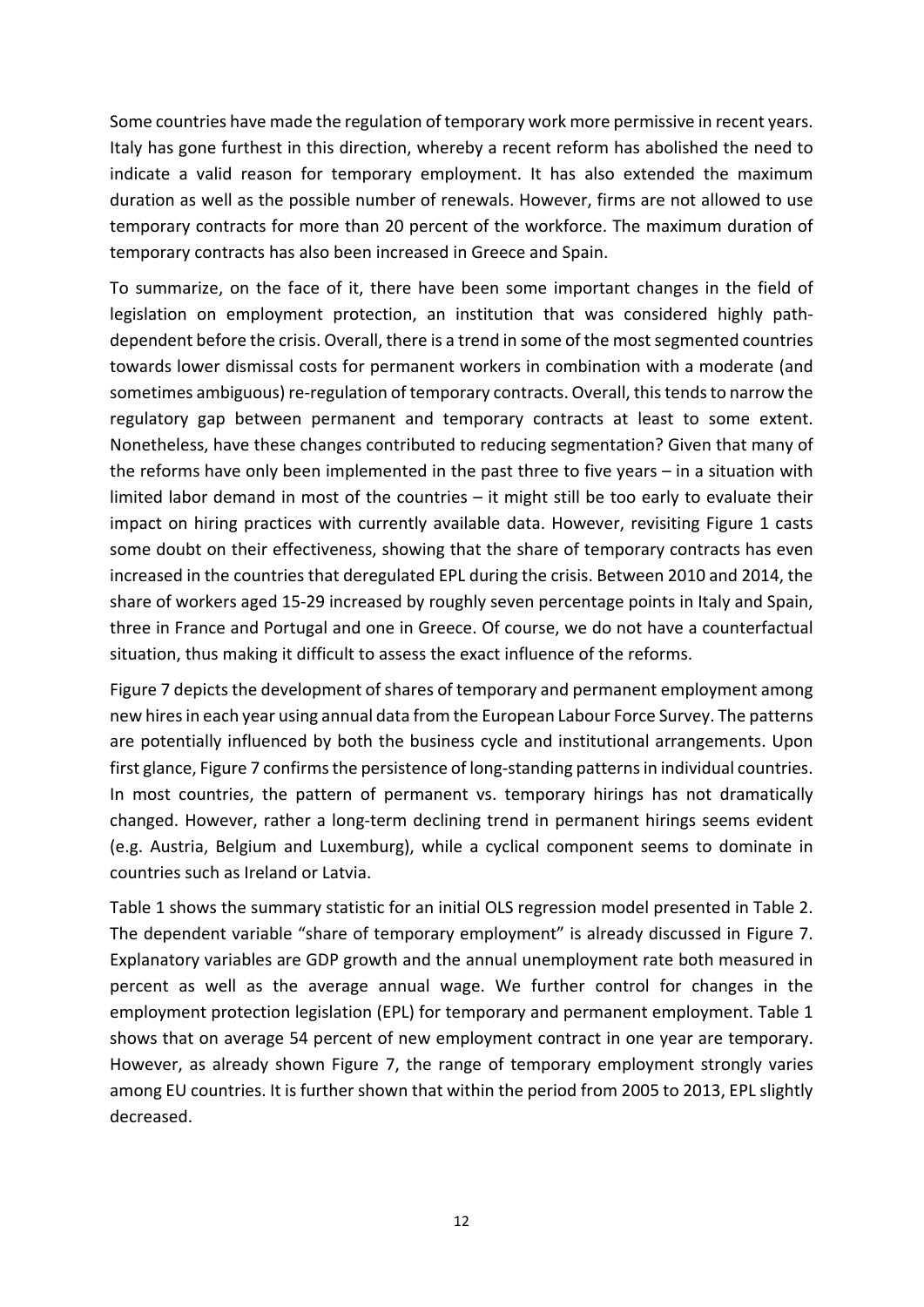Some countries have made the regulation of temporary work more permissive in recent years. Italy has gone furthest in this direction, whereby a recent reform has abolished the need to indicate a valid reason for temporary employment. It has also extended the maximum duration as well as the possible number of renewals. However, firms are not allowed to use temporary contracts for more than 20 percent of the workforce. The maximum duration of temporary contracts has also been increased in Greece and Spain.

To summarize, on the face of it, there have been some important changes in the field of legislation on employment protection, an institution that was considered highly path-dependent before the crisis. Overall, there is a trend in some of the most segmented countries towards lower dismissal costs for permanent workers in combination with a moderate (and sometimes ambiguous) re-regulation of temporary contracts. Overall, this tends to narrow the regulatory gap between permanent and temporary contracts at least to some extent. Nonetheless, have these changes contributed to reducing segmentation? Given that many of the reforms have only been implemented in the past three to five years – in a situation with limited labor demand in most of the countries – it might still be too early to evaluate their impact on hiring practices with currently available data. However, revisiting Figure 1 casts some doubt on their effectiveness, showing that the share of temporary contracts has even increased in the countries that deregulated EPL during the crisis. Between 2010 and 2014, the share of workers aged 15-29 increased by roughly seven percentage points in Italy and Spain, three in France and Portugal and one in Greece. Of course, we do not have a counterfactual situation, thus making it difficult to assess the exact influence of the reforms.

Figure 7 depicts the development of shares of temporary and permanent employment among new hires in each year using annual data from the European Labour Force Survey. The patterns are potentially influenced by both the business cycle and institutional arrangements. Upon first glance, Figure 7 confirms the persistence of long-standing patterns in individual countries. In most countries, the pattern of permanent vs. temporary hirings has not dramatically changed. However, rather a long-term declining trend in permanent hirings seems evident (e.g. Austria, Belgium and Luxemburg), while a cyclical component seems to dominate in countries such as Ireland or Latvia.

Table 1 shows the summary statistic for an initial OLS regression model presented in Table 2. The dependent variable "share of temporary employment" is already discussed in Figure 7. Explanatory variables are GDP growth and the annual unemployment rate both measured in percent as well as the average annual wage. We further control for changes in the employment protection legislation (EPL) for temporary and permanent employment. Table 1 shows that on average 54 percent of new employment contract in one year are temporary. However, as already shown Figure 7, the range of temporary employment strongly varies among EU countries. It is further shown that within the period from 2005 to 2013, EPL slightly decreased.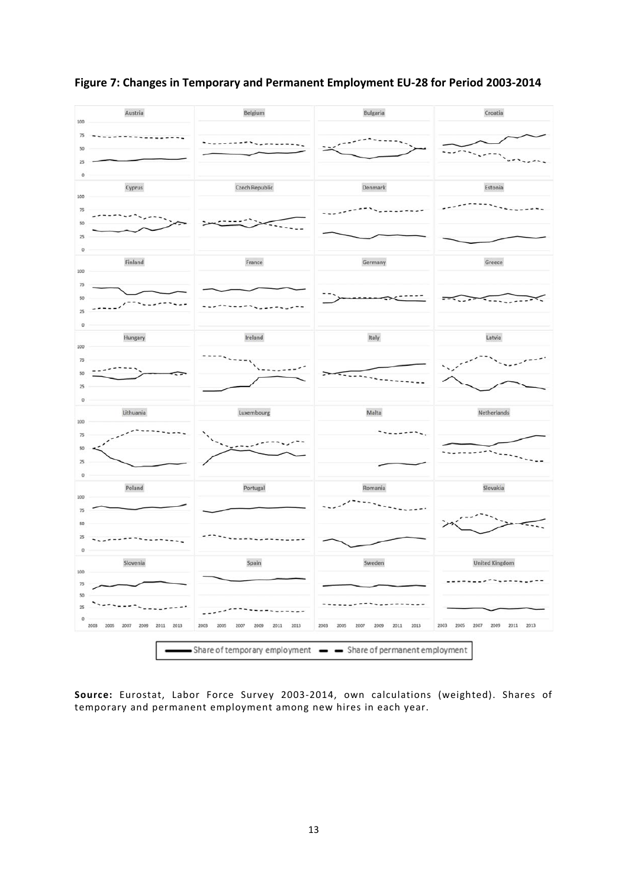**Figure 7: Changes in Temporary and Permanent Employment EU-28 for Period 2003-2014**

**Source:** Eurostat, Labor Force Survey 2003-2014, own calculations (weighted). Shares of temporary and permanent employment among new hires in each year.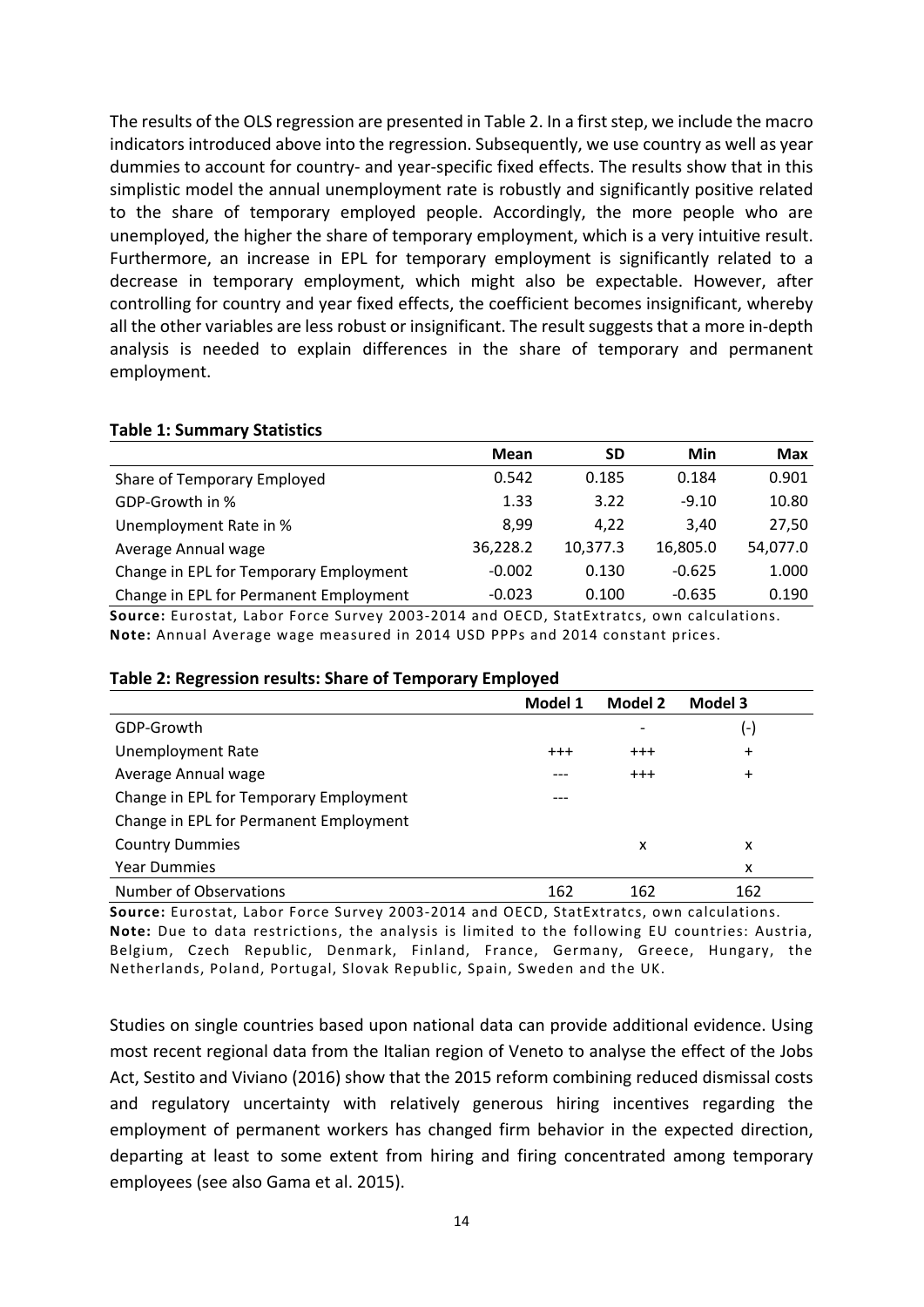The results of the OLS regression are presented in Table 2. In a first step, we include the macro indicators introduced above into the regression. Subsequently, we use country as well as year dummies to account for country- and year-specific fixed effects. The results show that in this simplistic model the annual unemployment rate is robustly and significantly positive related to the share of temporary employed people. Accordingly, the more people who are unemployed, the higher the share of temporary employment, which is a very intuitive result. Furthermore, an increase in EPL for temporary employment is significantly related to a decrease in temporary employment, which might also be expectable. However, after controlling for country and year fixed effects, the coefficient becomes insignificant, whereby all the other variables are less robust or insignificant. The result suggests that a more in-depth analysis is needed to explain differences in the share of temporary and permanent employment.

**Table 1: Summary Statistics**

| | Mean | SD | Min | Max |
|---|---|---|---|---|
| Share of Temporary Employed | 0.542 | 0.185 | 0.184 | 0.901 |
| GDP-Growth in % | 1.33 | 3.22 | -9.10 | 10.80 |
| Unemployment Rate in % | 8,99 | 4,22 | 3,40 | 27,50 |
| Average Annual wage | 36,228.2 | 10,377.3 | 16,805.0 | 54,077.0 |
| Change in EPL for Temporary Employment | -0.002 | 0.130 | -0.625 | 1.000 |
| Change in EPL for Permanent Employment | -0.023 | 0.100 | -0.635 | 0.190 |

**Source:** Eurostat, Labor Force Survey 2003-2014 and OECD, StatExtratcs, own calculations.
**Note:** Annual Average wage measured in 2014 USD PPPs and 2014 constant prices.

**Table 2: Regression results: Share of Temporary Employed**

| | Model 1 | Model 2 | Model 3 |
|---|---|---|---|
| GDP-Growth | | - | (-) |
| Unemployment Rate | +++ | +++ | + |
| Average Annual wage | --- | +++ | + |
| Change in EPL for Temporary Employment | --- | | |
| Change in EPL for Permanent Employment | | | |
| Country Dummies | | x | x |
| Year Dummies | | | x |
| Number of Observations | 162 | 162 | 162 |

**Source:** Eurostat, Labor Force Survey 2003-2014 and OECD, StatExtratcs, own calculations.
**Note:** Due to data restrictions, the analysis is limited to the following EU countries: Austria, Belgium, Czech Republic, Denmark, Finland, France, Germany, Greece, Hungary, the Netherlands, Poland, Portugal, Slovak Republic, Spain, Sweden and the UK.

Studies on single countries based upon national data can provide additional evidence. Using most recent regional data from the Italian region of Veneto to analyse the effect of the Jobs Act, Sestito and Viviano (2016) show that the 2015 reform combining reduced dismissal costs and regulatory uncertainty with relatively generous hiring incentives regarding the employment of permanent workers has changed firm behavior in the expected direction, departing at least to some extent from hiring and firing concentrated among temporary employees (see also Gama et al. 2015).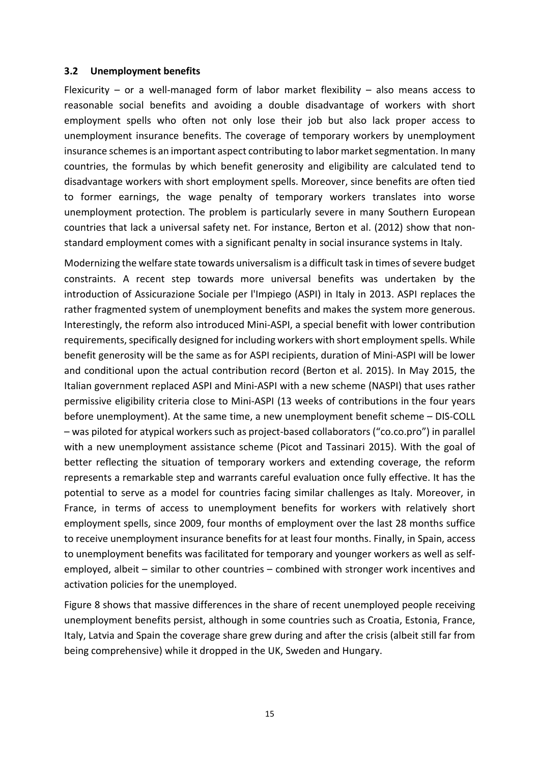### 3.2 Unemployment benefits

Flexicurity – or a well-managed form of labor market flexibility – also means access to reasonable social benefits and avoiding a double disadvantage of workers with short employment spells who often not only lose their job but also lack proper access to unemployment insurance benefits. The coverage of temporary workers by unemployment insurance schemes is an important aspect contributing to labor market segmentation. In many countries, the formulas by which benefit generosity and eligibility are calculated tend to disadvantage workers with short employment spells. Moreover, since benefits are often tied to former earnings, the wage penalty of temporary workers translates into worse unemployment protection. The problem is particularly severe in many Southern European countries that lack a universal safety net. For instance, Berton et al. (2012) show that non-standard employment comes with a significant penalty in social insurance systems in Italy.

Modernizing the welfare state towards universalism is a difficult task in times of severe budget constraints. A recent step towards more universal benefits was undertaken by the introduction of Assicurazione Sociale per l'Impiego (ASPI) in Italy in 2013. ASPI replaces the rather fragmented system of unemployment benefits and makes the system more generous. Interestingly, the reform also introduced Mini-ASPI, a special benefit with lower contribution requirements, specifically designed for including workers with short employment spells. While benefit generosity will be the same as for ASPI recipients, duration of Mini-ASPI will be lower and conditional upon the actual contribution record (Berton et al. 2015). In May 2015, the Italian government replaced ASPI and Mini-ASPI with a new scheme (NASPI) that uses rather permissive eligibility criteria close to Mini-ASPI (13 weeks of contributions in the four years before unemployment). At the same time, a new unemployment benefit scheme – DIS-COLL – was piloted for atypical workers such as project-based collaborators ("co.co.pro") in parallel with a new unemployment assistance scheme (Picot and Tassinari 2015). With the goal of better reflecting the situation of temporary workers and extending coverage, the reform represents a remarkable step and warrants careful evaluation once fully effective. It has the potential to serve as a model for countries facing similar challenges as Italy. Moreover, in France, in terms of access to unemployment benefits for workers with relatively short employment spells, since 2009, four months of employment over the last 28 months suffice to receive unemployment insurance benefits for at least four months. Finally, in Spain, access to unemployment benefits was facilitated for temporary and younger workers as well as self-employed, albeit – similar to other countries – combined with stronger work incentives and activation policies for the unemployed.

Figure 8 shows that massive differences in the share of recent unemployed people receiving unemployment benefits persist, although in some countries such as Croatia, Estonia, France, Italy, Latvia and Spain the coverage share grew during and after the crisis (albeit still far from being comprehensive) while it dropped in the UK, Sweden and Hungary.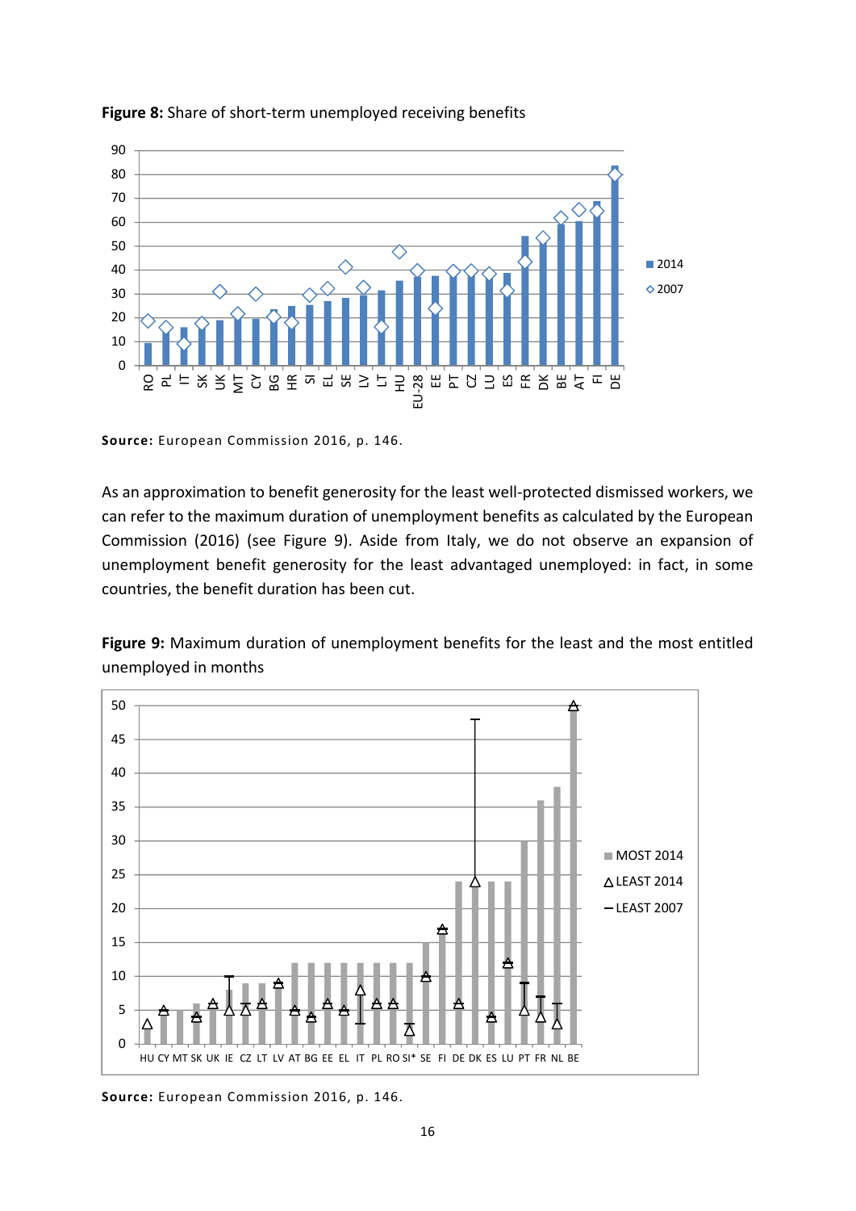**Figure 8:** Share of short-term unemployed receiving benefits

**Source:** European Commission 2016, p. 146.

As an approximation to benefit generosity for the least well-protected dismissed workers, we can refer to the maximum duration of unemployment benefits as calculated by the European Commission (2016) (see Figure 9). Aside from Italy, we do not observe an expansion of unemployment benefit generosity for the least advantaged unemployed: in fact, in some countries, the benefit duration has been cut.

**Figure 9:** Maximum duration of unemployment benefits for the least and the most entitled unemployed in months

**Source:** European Commission 2016, p. 146.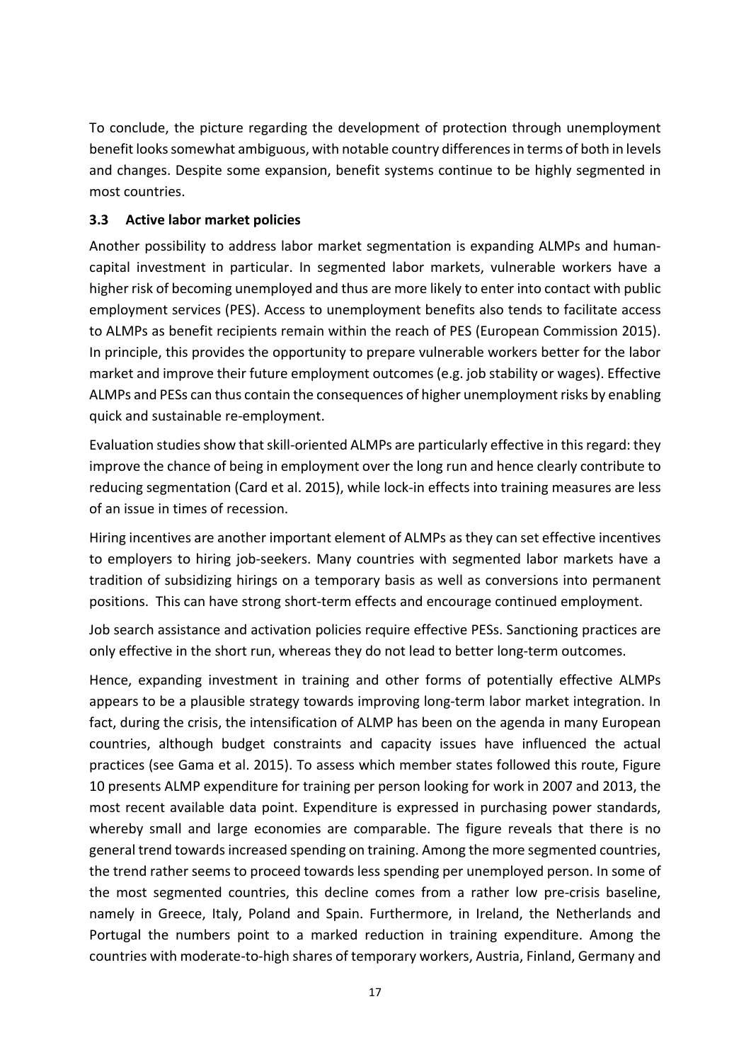To conclude, the picture regarding the development of protection through unemployment benefit looks somewhat ambiguous, with notable country differences in terms of both in levels and changes. Despite some expansion, benefit systems continue to be highly segmented in most countries.

### 3.3 Active labor market policies

Another possibility to address labor market segmentation is expanding ALMPs and human-capital investment in particular. In segmented labor markets, vulnerable workers have a higher risk of becoming unemployed and thus are more likely to enter into contact with public employment services (PES). Access to unemployment benefits also tends to facilitate access to ALMPs as benefit recipients remain within the reach of PES (European Commission 2015). In principle, this provides the opportunity to prepare vulnerable workers better for the labor market and improve their future employment outcomes (e.g. job stability or wages). Effective ALMPs and PESs can thus contain the consequences of higher unemployment risks by enabling quick and sustainable re-employment.

Evaluation studies show that skill-oriented ALMPs are particularly effective in this regard: they improve the chance of being in employment over the long run and hence clearly contribute to reducing segmentation (Card et al. 2015), while lock-in effects into training measures are less of an issue in times of recession.

Hiring incentives are another important element of ALMPs as they can set effective incentives to employers to hiring job-seekers. Many countries with segmented labor markets have a tradition of subsidizing hirings on a temporary basis as well as conversions into permanent positions. This can have strong short-term effects and encourage continued employment.

Job search assistance and activation policies require effective PESs. Sanctioning practices are only effective in the short run, whereas they do not lead to better long-term outcomes.

Hence, expanding investment in training and other forms of potentially effective ALMPs appears to be a plausible strategy towards improving long-term labor market integration. In fact, during the crisis, the intensification of ALMP has been on the agenda in many European countries, although budget constraints and capacity issues have influenced the actual practices (see Gama et al. 2015). To assess which member states followed this route, Figure 10 presents ALMP expenditure for training per person looking for work in 2007 and 2013, the most recent available data point. Expenditure is expressed in purchasing power standards, whereby small and large economies are comparable. The figure reveals that there is no general trend towards increased spending on training. Among the more segmented countries, the trend rather seems to proceed towards less spending per unemployed person. In some of the most segmented countries, this decline comes from a rather low pre-crisis baseline, namely in Greece, Italy, Poland and Spain. Furthermore, in Ireland, the Netherlands and Portugal the numbers point to a marked reduction in training expenditure. Among the countries with moderate-to-high shares of temporary workers, Austria, Finland, Germany and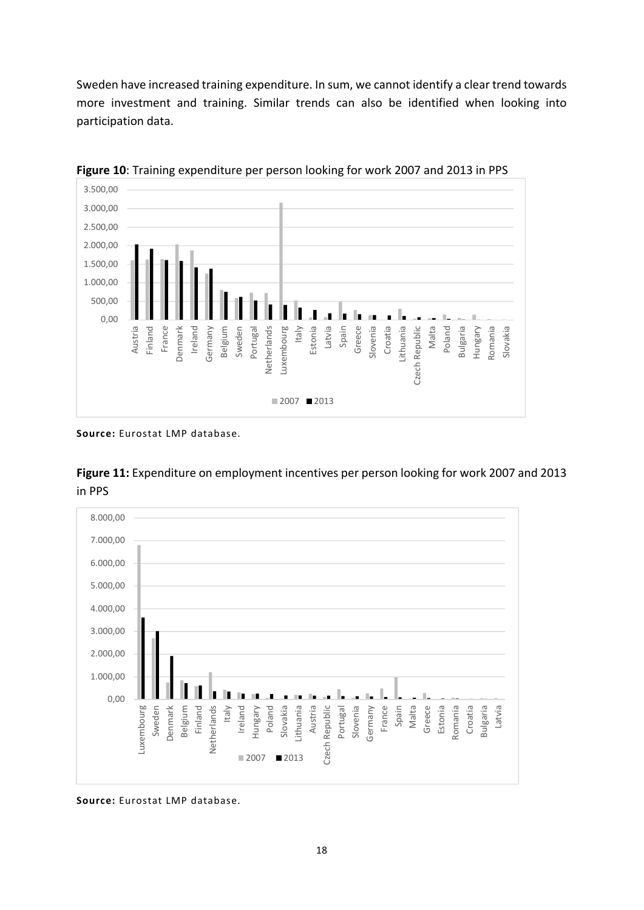Sweden have increased training expenditure. In sum, we cannot identify a clear trend towards more investment and training. Similar trends can also be identified when looking into participation data.

**Figure 10**: Training expenditure per person looking for work 2007 and 2013 in PPS

**Source:** Eurostat LMP database.

**Figure 11:** Expenditure on employment incentives per person looking for work 2007 and 2013 in PPS

**Source:** Eurostat LMP database.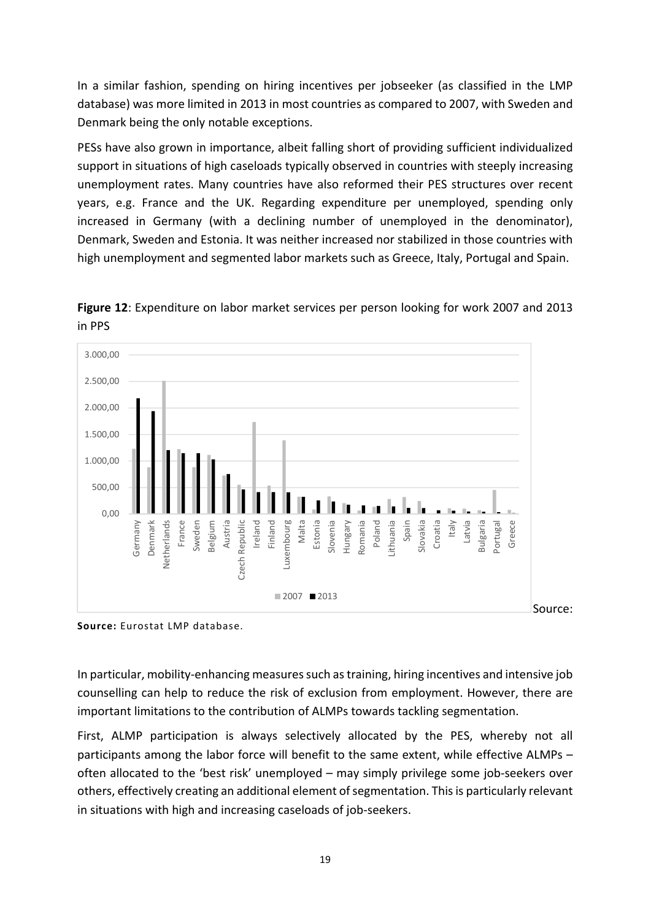In a similar fashion, spending on hiring incentives per jobseeker (as classified in the LMP database) was more limited in 2013 in most countries as compared to 2007, with Sweden and Denmark being the only notable exceptions.

PESs have also grown in importance, albeit falling short of providing sufficient individualized support in situations of high caseloads typically observed in countries with steeply increasing unemployment rates. Many countries have also reformed their PES structures over recent years, e.g. France and the UK. Regarding expenditure per unemployed, spending only increased in Germany (with a declining number of unemployed in the denominator), Denmark, Sweden and Estonia. It was neither increased nor stabilized in those countries with high unemployment and segmented labor markets such as Greece, Italy, Portugal and Spain.

**Figure 12**: Expenditure on labor market services per person looking for work 2007 and 2013 in PPS

Source:

**Source:** Eurostat LMP database.

In particular, mobility-enhancing measures such as training, hiring incentives and intensive job counselling can help to reduce the risk of exclusion from employment. However, there are important limitations to the contribution of ALMPs towards tackling segmentation.

First, ALMP participation is always selectively allocated by the PES, whereby not all participants among the labor force will benefit to the same extent, while effective ALMPs – often allocated to the 'best risk' unemployed – may simply privilege some job-seekers over others, effectively creating an additional element of segmentation. This is particularly relevant in situations with high and increasing caseloads of job-seekers.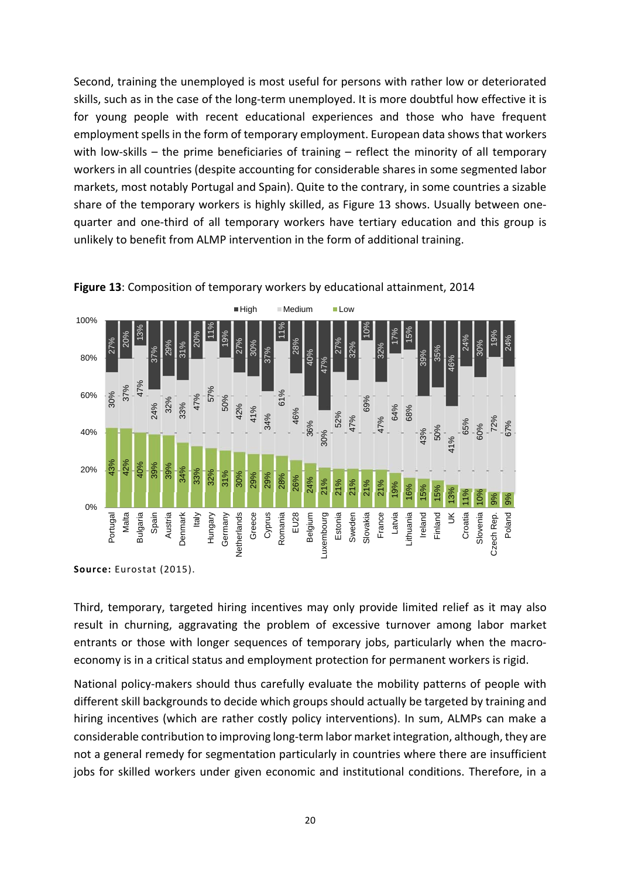Second, training the unemployed is most useful for persons with rather low or deteriorated skills, such as in the case of the long-term unemployed. It is more doubtful how effective it is for young people with recent educational experiences and those who have frequent employment spells in the form of temporary employment. European data shows that workers with low-skills – the prime beneficiaries of training – reflect the minority of all temporary workers in all countries (despite accounting for considerable shares in some segmented labor markets, most notably Portugal and Spain). Quite to the contrary, in some countries a sizable share of the temporary workers is highly skilled, as Figure 13 shows. Usually between one-quarter and one-third of all temporary workers have tertiary education and this group is unlikely to benefit from ALMP intervention in the form of additional training.

**Figure 13**: Composition of temporary workers by educational attainment, 2014

| Country | High | Medium | Low |
|---|---|---|---|
| Portugal | 27% | 30% | 43% |
| Malta | 20% | 37% | 42% |
| Bulgaria | 13% | 47% | 40% |
| Spain | 37% | 24% | 39% |
| Austria | 29% | 32% | 39% |
| Denmark | 31% | 33% | 34% |
| Italy | 20% | 47% | 33% |
| Hungary | 11% | 57% | 32% |
| Germany | 19% | 50% | 31% |
| Netherlands | 27% | 42% | 30% |
| Greece | 30% | 41% | 29% |
| Cyprus | 37% | 34% | 29% |
| Romania | 11% | 61% | 28% |
| EU28 | 28% | 46% | 26% |
| Belgium | 40% | 36% | 24% |
| Luxembourg | 47% | 30% | 21% |
| Estonia | 27% | 52% | 21% |
| Sweden | 32% | 47% | 21% |
| Slovakia | 10% | 69% | 21% |
| France | 32% | 47% | 21% |
| Latvia | 17% | 64% | 19% |
| Lithuania | 15% | 68% | 16% |
| Ireland | 39% | 43% | 15% |
| Finland | 35% | 50% | 15% |
| UK | 46% | 41% | 13% |
| Croatia | 24% | 65% | 11% |
| Slovenia | 30% | 60% | 10% |
| Czech Rep. | 19% | 72% | 9% |
| Poland | 24% | 67% | 9% |

**Source:** Eurostat (2015).

Third, temporary, targeted hiring incentives may only provide limited relief as it may also result in churning, aggravating the problem of excessive turnover among labor market entrants or those with longer sequences of temporary jobs, particularly when the macro-economy is in a critical status and employment protection for permanent workers is rigid.

National policy-makers should thus carefully evaluate the mobility patterns of people with different skill backgrounds to decide which groups should actually be targeted by training and hiring incentives (which are rather costly policy interventions). In sum, ALMPs can make a considerable contribution to improving long-term labor market integration, although, they are not a general remedy for segmentation particularly in countries where there are insufficient jobs for skilled workers under given economic and institutional conditions. Therefore, in a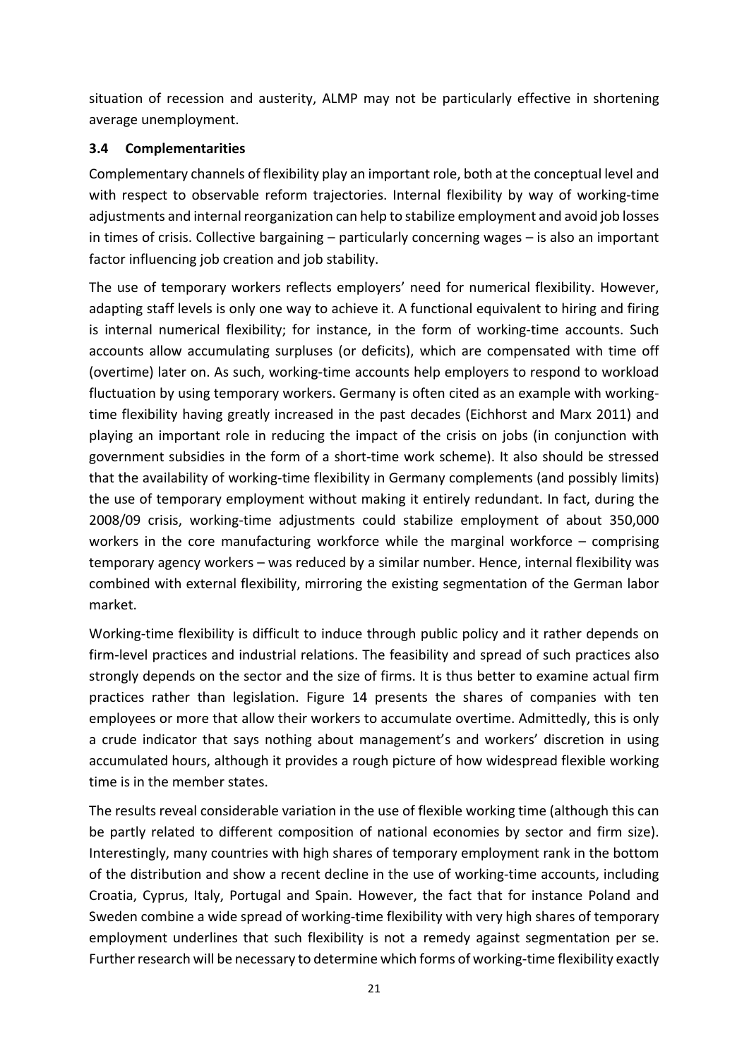situation of recession and austerity, ALMP may not be particularly effective in shortening average unemployment.

### 3.4 Complementarities

Complementary channels of flexibility play an important role, both at the conceptual level and with respect to observable reform trajectories. Internal flexibility by way of working-time adjustments and internal reorganization can help to stabilize employment and avoid job losses in times of crisis. Collective bargaining – particularly concerning wages – is also an important factor influencing job creation and job stability.

The use of temporary workers reflects employers' need for numerical flexibility. However, adapting staff levels is only one way to achieve it. A functional equivalent to hiring and firing is internal numerical flexibility; for instance, in the form of working-time accounts. Such accounts allow accumulating surpluses (or deficits), which are compensated with time off (overtime) later on. As such, working-time accounts help employers to respond to workload fluctuation by using temporary workers. Germany is often cited as an example with working-time flexibility having greatly increased in the past decades (Eichhorst and Marx 2011) and playing an important role in reducing the impact of the crisis on jobs (in conjunction with government subsidies in the form of a short-time work scheme). It also should be stressed that the availability of working-time flexibility in Germany complements (and possibly limits) the use of temporary employment without making it entirely redundant. In fact, during the 2008/09 crisis, working-time adjustments could stabilize employment of about 350,000 workers in the core manufacturing workforce while the marginal workforce – comprising temporary agency workers – was reduced by a similar number. Hence, internal flexibility was combined with external flexibility, mirroring the existing segmentation of the German labor market.

Working-time flexibility is difficult to induce through public policy and it rather depends on firm-level practices and industrial relations. The feasibility and spread of such practices also strongly depends on the sector and the size of firms. It is thus better to examine actual firm practices rather than legislation. Figure 14 presents the shares of companies with ten employees or more that allow their workers to accumulate overtime. Admittedly, this is only a crude indicator that says nothing about management's and workers' discretion in using accumulated hours, although it provides a rough picture of how widespread flexible working time is in the member states.

The results reveal considerable variation in the use of flexible working time (although this can be partly related to different composition of national economies by sector and firm size). Interestingly, many countries with high shares of temporary employment rank in the bottom of the distribution and show a recent decline in the use of working-time accounts, including Croatia, Cyprus, Italy, Portugal and Spain. However, the fact that for instance Poland and Sweden combine a wide spread of working-time flexibility with very high shares of temporary employment underlines that such flexibility is not a remedy against segmentation per se. Further research will be necessary to determine which forms of working-time flexibility exactly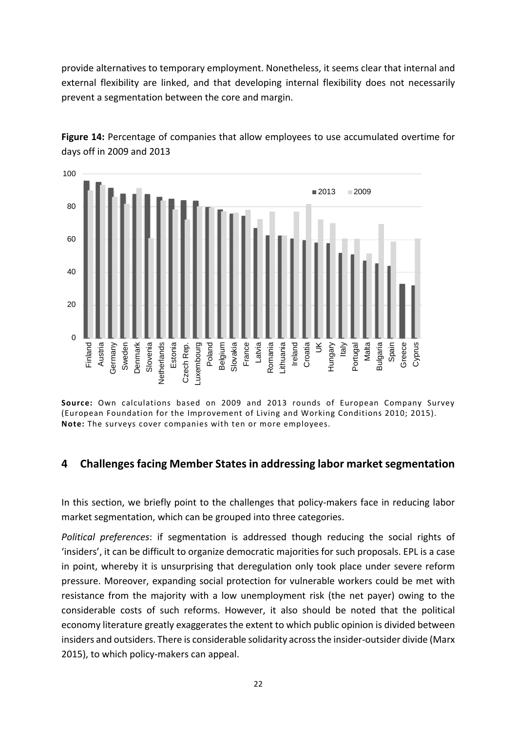provide alternatives to temporary employment. Nonetheless, it seems clear that internal and external flexibility are linked, and that developing internal flexibility does not necessarily prevent a segmentation between the core and margin.

**Figure 14:** Percentage of companies that allow employees to use accumulated overtime for days off in 2009 and 2013

**Source:** Own calculations based on 2009 and 2013 rounds of European Company Survey (European Foundation for the Improvement of Living and Working Conditions 2010; 2015).
**Note:** The surveys cover companies with ten or more employees.

## 4 Challenges facing Member States in addressing labor market segmentation

In this section, we briefly point to the challenges that policy-makers face in reducing labor market segmentation, which can be grouped into three categories.

*Political preferences*: if segmentation is addressed though reducing the social rights of 'insiders', it can be difficult to organize democratic majorities for such proposals. EPL is a case in point, whereby it is unsurprising that deregulation only took place under severe reform pressure. Moreover, expanding social protection for vulnerable workers could be met with resistance from the majority with a low unemployment risk (the net payer) owing to the considerable costs of such reforms. However, it also should be noted that the political economy literature greatly exaggerates the extent to which public opinion is divided between insiders and outsiders. There is considerable solidarity across the insider-outsider divide (Marx 2015), to which policy-makers can appeal.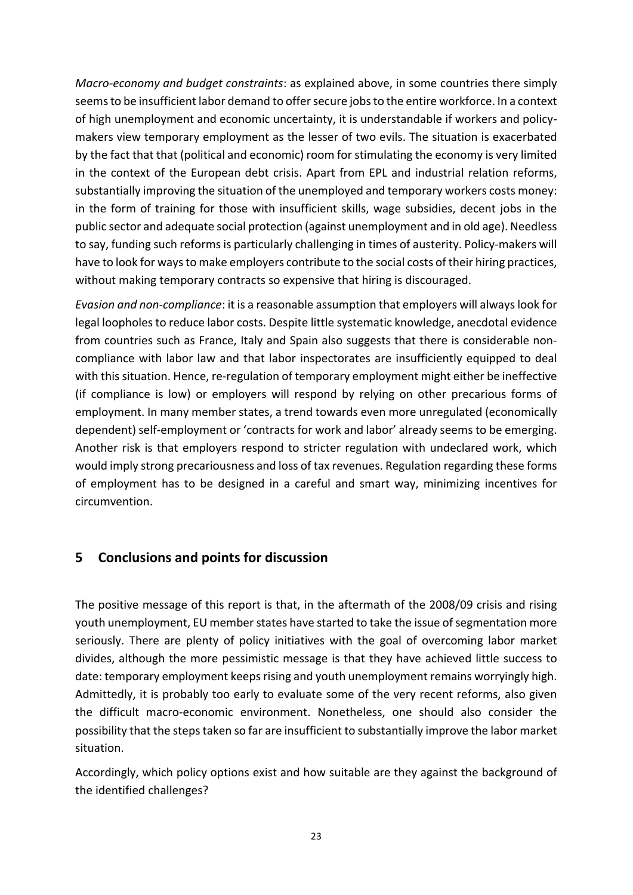*Macro-economy and budget constraints*: as explained above, in some countries there simply seems to be insufficient labor demand to offer secure jobs to the entire workforce. In a context of high unemployment and economic uncertainty, it is understandable if workers and policy-makers view temporary employment as the lesser of two evils. The situation is exacerbated by the fact that that (political and economic) room for stimulating the economy is very limited in the context of the European debt crisis. Apart from EPL and industrial relation reforms, substantially improving the situation of the unemployed and temporary workers costs money: in the form of training for those with insufficient skills, wage subsidies, decent jobs in the public sector and adequate social protection (against unemployment and in old age). Needless to say, funding such reforms is particularly challenging in times of austerity. Policy-makers will have to look for ways to make employers contribute to the social costs of their hiring practices, without making temporary contracts so expensive that hiring is discouraged.

*Evasion and non-compliance*: it is a reasonable assumption that employers will always look for legal loopholes to reduce labor costs. Despite little systematic knowledge, anecdotal evidence from countries such as France, Italy and Spain also suggests that there is considerable non-compliance with labor law and that labor inspectorates are insufficiently equipped to deal with this situation. Hence, re-regulation of temporary employment might either be ineffective (if compliance is low) or employers will respond by relying on other precarious forms of employment. In many member states, a trend towards even more unregulated (economically dependent) self-employment or 'contracts for work and labor' already seems to be emerging. Another risk is that employers respond to stricter regulation with undeclared work, which would imply strong precariousness and loss of tax revenues. Regulation regarding these forms of employment has to be designed in a careful and smart way, minimizing incentives for circumvention.

## 5 Conclusions and points for discussion

The positive message of this report is that, in the aftermath of the 2008/09 crisis and rising youth unemployment, EU member states have started to take the issue of segmentation more seriously. There are plenty of policy initiatives with the goal of overcoming labor market divides, although the more pessimistic message is that they have achieved little success to date: temporary employment keeps rising and youth unemployment remains worryingly high. Admittedly, it is probably too early to evaluate some of the very recent reforms, also given the difficult macro-economic environment. Nonetheless, one should also consider the possibility that the steps taken so far are insufficient to substantially improve the labor market situation.

Accordingly, which policy options exist and how suitable are they against the background of the identified challenges?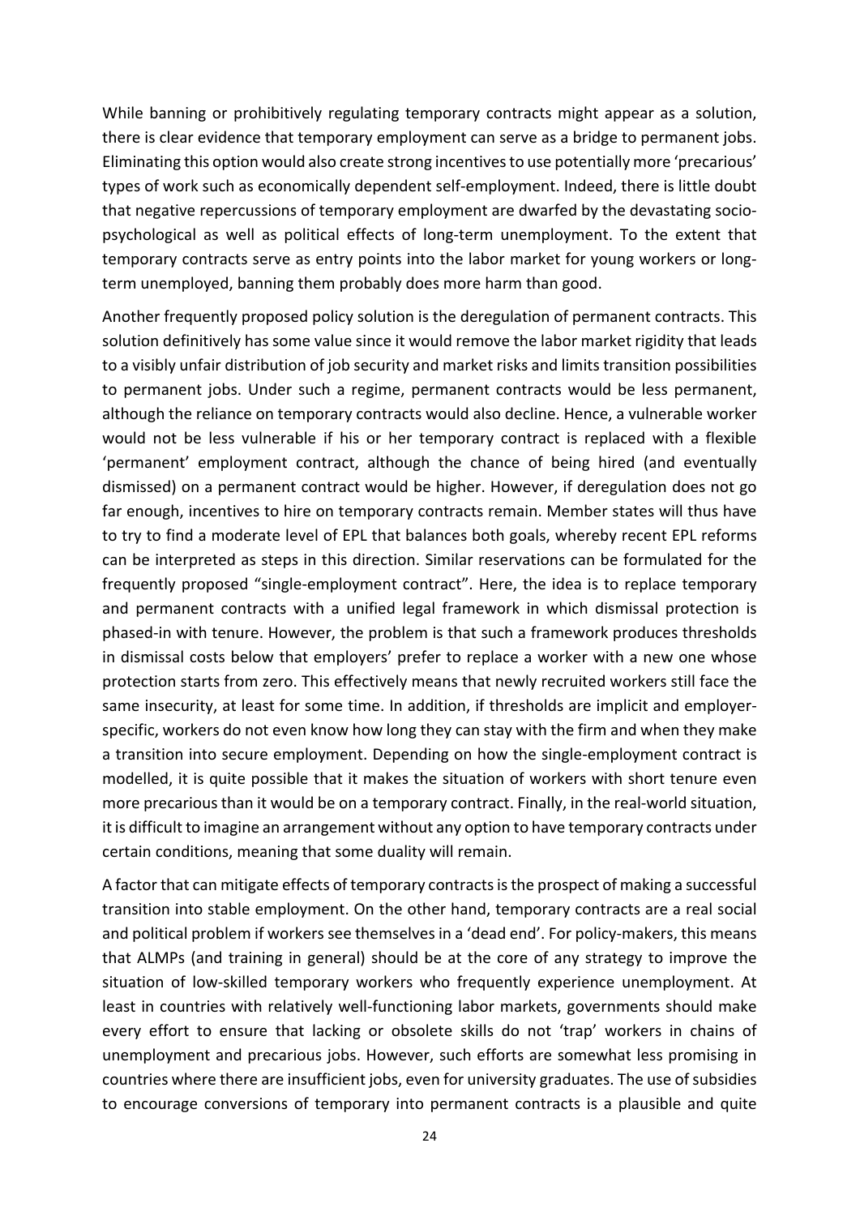While banning or prohibitively regulating temporary contracts might appear as a solution, there is clear evidence that temporary employment can serve as a bridge to permanent jobs. Eliminating this option would also create strong incentives to use potentially more 'precarious' types of work such as economically dependent self-employment. Indeed, there is little doubt that negative repercussions of temporary employment are dwarfed by the devastating socio-psychological as well as political effects of long-term unemployment. To the extent that temporary contracts serve as entry points into the labor market for young workers or long-term unemployed, banning them probably does more harm than good.

Another frequently proposed policy solution is the deregulation of permanent contracts. This solution definitively has some value since it would remove the labor market rigidity that leads to a visibly unfair distribution of job security and market risks and limits transition possibilities to permanent jobs. Under such a regime, permanent contracts would be less permanent, although the reliance on temporary contracts would also decline. Hence, a vulnerable worker would not be less vulnerable if his or her temporary contract is replaced with a flexible 'permanent' employment contract, although the chance of being hired (and eventually dismissed) on a permanent contract would be higher. However, if deregulation does not go far enough, incentives to hire on temporary contracts remain. Member states will thus have to try to find a moderate level of EPL that balances both goals, whereby recent EPL reforms can be interpreted as steps in this direction. Similar reservations can be formulated for the frequently proposed "single-employment contract". Here, the idea is to replace temporary and permanent contracts with a unified legal framework in which dismissal protection is phased-in with tenure. However, the problem is that such a framework produces thresholds in dismissal costs below that employers' prefer to replace a worker with a new one whose protection starts from zero. This effectively means that newly recruited workers still face the same insecurity, at least for some time. In addition, if thresholds are implicit and employer-specific, workers do not even know how long they can stay with the firm and when they make a transition into secure employment. Depending on how the single-employment contract is modelled, it is quite possible that it makes the situation of workers with short tenure even more precarious than it would be on a temporary contract. Finally, in the real-world situation, it is difficult to imagine an arrangement without any option to have temporary contracts under certain conditions, meaning that some duality will remain.

A factor that can mitigate effects of temporary contracts is the prospect of making a successful transition into stable employment. On the other hand, temporary contracts are a real social and political problem if workers see themselves in a 'dead end'. For policy-makers, this means that ALMPs (and training in general) should be at the core of any strategy to improve the situation of low-skilled temporary workers who frequently experience unemployment. At least in countries with relatively well-functioning labor markets, governments should make every effort to ensure that lacking or obsolete skills do not 'trap' workers in chains of unemployment and precarious jobs. However, such efforts are somewhat less promising in countries where there are insufficient jobs, even for university graduates. The use of subsidies to encourage conversions of temporary into permanent contracts is a plausible and quite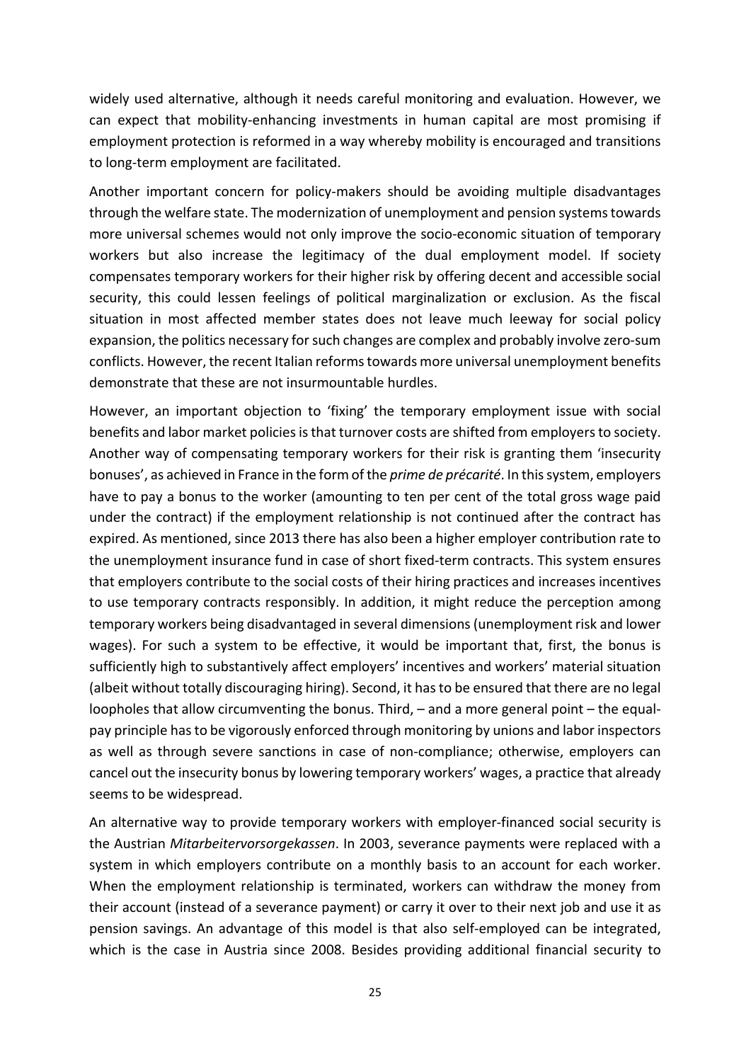widely used alternative, although it needs careful monitoring and evaluation. However, we can expect that mobility-enhancing investments in human capital are most promising if employment protection is reformed in a way whereby mobility is encouraged and transitions to long-term employment are facilitated.

Another important concern for policy-makers should be avoiding multiple disadvantages through the welfare state. The modernization of unemployment and pension systems towards more universal schemes would not only improve the socio-economic situation of temporary workers but also increase the legitimacy of the dual employment model. If society compensates temporary workers for their higher risk by offering decent and accessible social security, this could lessen feelings of political marginalization or exclusion. As the fiscal situation in most affected member states does not leave much leeway for social policy expansion, the politics necessary for such changes are complex and probably involve zero-sum conflicts. However, the recent Italian reforms towards more universal unemployment benefits demonstrate that these are not insurmountable hurdles.

However, an important objection to 'fixing' the temporary employment issue with social benefits and labor market policies is that turnover costs are shifted from employers to society. Another way of compensating temporary workers for their risk is granting them 'insecurity bonuses', as achieved in France in the form of the *prime de précarité*. In this system, employers have to pay a bonus to the worker (amounting to ten per cent of the total gross wage paid under the contract) if the employment relationship is not continued after the contract has expired. As mentioned, since 2013 there has also been a higher employer contribution rate to the unemployment insurance fund in case of short fixed-term contracts. This system ensures that employers contribute to the social costs of their hiring practices and increases incentives to use temporary contracts responsibly. In addition, it might reduce the perception among temporary workers being disadvantaged in several dimensions (unemployment risk and lower wages). For such a system to be effective, it would be important that, first, the bonus is sufficiently high to substantively affect employers' incentives and workers' material situation (albeit without totally discouraging hiring). Second, it has to be ensured that there are no legal loopholes that allow circumventing the bonus. Third, – and a more general point – the equal-pay principle has to be vigorously enforced through monitoring by unions and labor inspectors as well as through severe sanctions in case of non-compliance; otherwise, employers can cancel out the insecurity bonus by lowering temporary workers' wages, a practice that already seems to be widespread.

An alternative way to provide temporary workers with employer-financed social security is the Austrian *Mitarbeitervorsorgekassen*. In 2003, severance payments were replaced with a system in which employers contribute on a monthly basis to an account for each worker. When the employment relationship is terminated, workers can withdraw the money from their account (instead of a severance payment) or carry it over to their next job and use it as pension savings. An advantage of this model is that also self-employed can be integrated, which is the case in Austria since 2008. Besides providing additional financial security to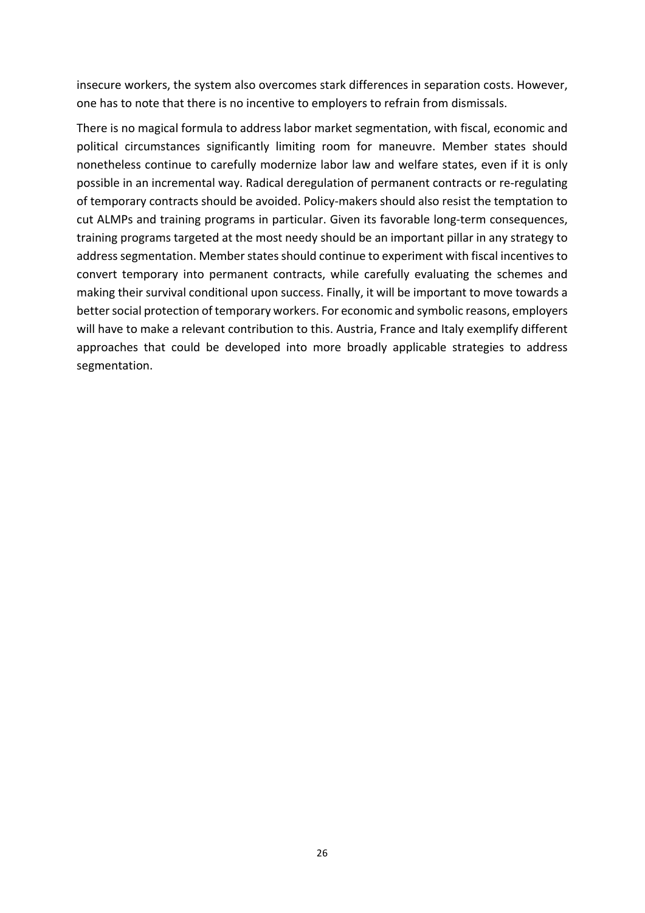insecure workers, the system also overcomes stark differences in separation costs. However, one has to note that there is no incentive to employers to refrain from dismissals.

There is no magical formula to address labor market segmentation, with fiscal, economic and political circumstances significantly limiting room for maneuvre. Member states should nonetheless continue to carefully modernize labor law and welfare states, even if it is only possible in an incremental way. Radical deregulation of permanent contracts or re-regulating of temporary contracts should be avoided. Policy-makers should also resist the temptation to cut ALMPs and training programs in particular. Given its favorable long-term consequences, training programs targeted at the most needy should be an important pillar in any strategy to address segmentation. Member states should continue to experiment with fiscal incentives to convert temporary into permanent contracts, while carefully evaluating the schemes and making their survival conditional upon success. Finally, it will be important to move towards a better social protection of temporary workers. For economic and symbolic reasons, employers will have to make a relevant contribution to this. Austria, France and Italy exemplify different approaches that could be developed into more broadly applicable strategies to address segmentation.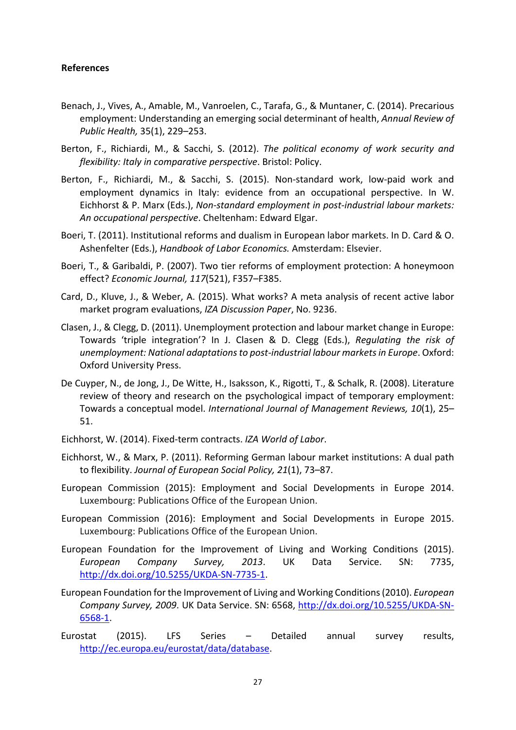**References**

Benach, J., Vives, A., Amable, M., Vanroelen, C., Tarafa, G., & Muntaner, C. (2014). Precarious employment: Understanding an emerging social determinant of health, *Annual Review of Public Health,* 35(1), 229–253.

Berton, F., Richiardi, M., & Sacchi, S. (2012). *The political economy of work security and flexibility: Italy in comparative perspective*. Bristol: Policy.

Berton, F., Richiardi, M., & Sacchi, S. (2015). Non-standard work, low-paid work and employment dynamics in Italy: evidence from an occupational perspective. In W. Eichhorst & P. Marx (Eds.), *Non-standard employment in post-industrial labour markets: An occupational perspective*. Cheltenham: Edward Elgar.

Boeri, T. (2011). Institutional reforms and dualism in European labor markets. In D. Card & O. Ashenfelter (Eds.), *Handbook of Labor Economics.* Amsterdam: Elsevier.

Boeri, T., & Garibaldi, P. (2007). Two tier reforms of employment protection: A honeymoon effect? *Economic Journal, 117*(521), F357–F385.

Card, D., Kluve, J., & Weber, A. (2015). What works? A meta analysis of recent active labor market program evaluations, *IZA Discussion Paper*, No. 9236.

Clasen, J., & Clegg, D. (2011). Unemployment protection and labour market change in Europe: Towards 'triple integration'? In J. Clasen & D. Clegg (Eds.), *Regulating the risk of unemployment: National adaptations to post-industrial labour markets in Europe*. Oxford: Oxford University Press.

De Cuyper, N., de Jong, J., De Witte, H., Isaksson, K., Rigotti, T., & Schalk, R. (2008). Literature review of theory and research on the psychological impact of temporary employment: Towards a conceptual model. *International Journal of Management Reviews, 10*(1), 25–51.

Eichhorst, W. (2014). Fixed-term contracts. *IZA World of Labor*.

Eichhorst, W., & Marx, P. (2011). Reforming German labour market institutions: A dual path to flexibility. *Journal of European Social Policy, 21*(1), 73–87.

European Commission (2015): Employment and Social Developments in Europe 2014. Luxembourg: Publications Office of the European Union.

European Commission (2016): Employment and Social Developments in Europe 2015. Luxembourg: Publications Office of the European Union.

European Foundation for the Improvement of Living and Working Conditions (2015). *European Company Survey, 2013*. UK Data Service. SN: 7735, http://dx.doi.org/10.5255/UKDA-SN-7735-1.

European Foundation for the Improvement of Living and Working Conditions (2010). *European Company Survey, 2009*. UK Data Service. SN: 6568, http://dx.doi.org/10.5255/UKDA-SN-6568-1.

Eurostat (2015). LFS Series – Detailed annual survey results, http://ec.europa.eu/eurostat/data/database.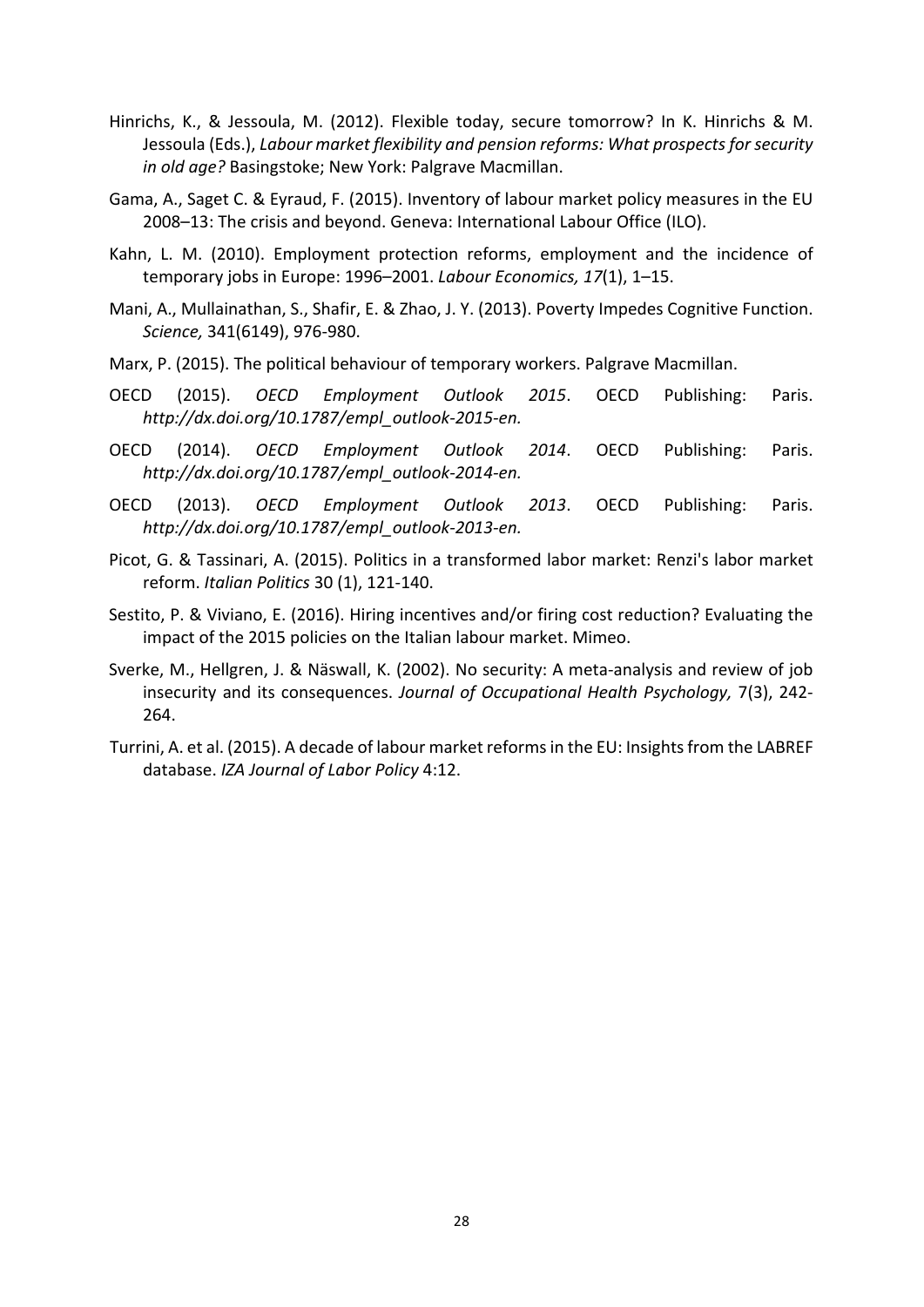Hinrichs, K., & Jessoula, M. (2012). Flexible today, secure tomorrow? In K. Hinrichs & M. Jessoula (Eds.), *Labour market flexibility and pension reforms: What prospects for security in old age?* Basingstoke; New York: Palgrave Macmillan.

Gama, A., Saget C. & Eyraud, F. (2015). Inventory of labour market policy measures in the EU 2008–13: The crisis and beyond. Geneva: International Labour Office (ILO).

Kahn, L. M. (2010). Employment protection reforms, employment and the incidence of temporary jobs in Europe: 1996–2001. *Labour Economics, 17*(1), 1–15.

Mani, A., Mullainathan, S., Shafir, E. & Zhao, J. Y. (2013). Poverty Impedes Cognitive Function. *Science,* 341(6149), 976-980.

Marx, P. (2015). The political behaviour of temporary workers. Palgrave Macmillan.

OECD (2015). *OECD Employment Outlook 2015*. OECD Publishing: Paris. *http://dx.doi.org/10.1787/empl_outlook-2015-en.*

OECD (2014). *OECD Employment Outlook 2014*. OECD Publishing: Paris. *http://dx.doi.org/10.1787/empl_outlook-2014-en.*

OECD (2013). *OECD Employment Outlook 2013*. OECD Publishing: Paris. *http://dx.doi.org/10.1787/empl_outlook-2013-en.*

Picot, G. & Tassinari, A. (2015). Politics in a transformed labor market: Renzi's labor market reform. *Italian Politics* 30 (1), 121-140.

Sestito, P. & Viviano, E. (2016). Hiring incentives and/or firing cost reduction? Evaluating the impact of the 2015 policies on the Italian labour market. Mimeo.

Sverke, M., Hellgren, J. & Näswall, K. (2002). No security: A meta-analysis and review of job insecurity and its consequences. *Journal of Occupational Health Psychology,* 7(3), 242-264.

Turrini, A. et al. (2015). A decade of labour market reforms in the EU: Insights from the LABREF database. *IZA Journal of Labor Policy* 4:12.